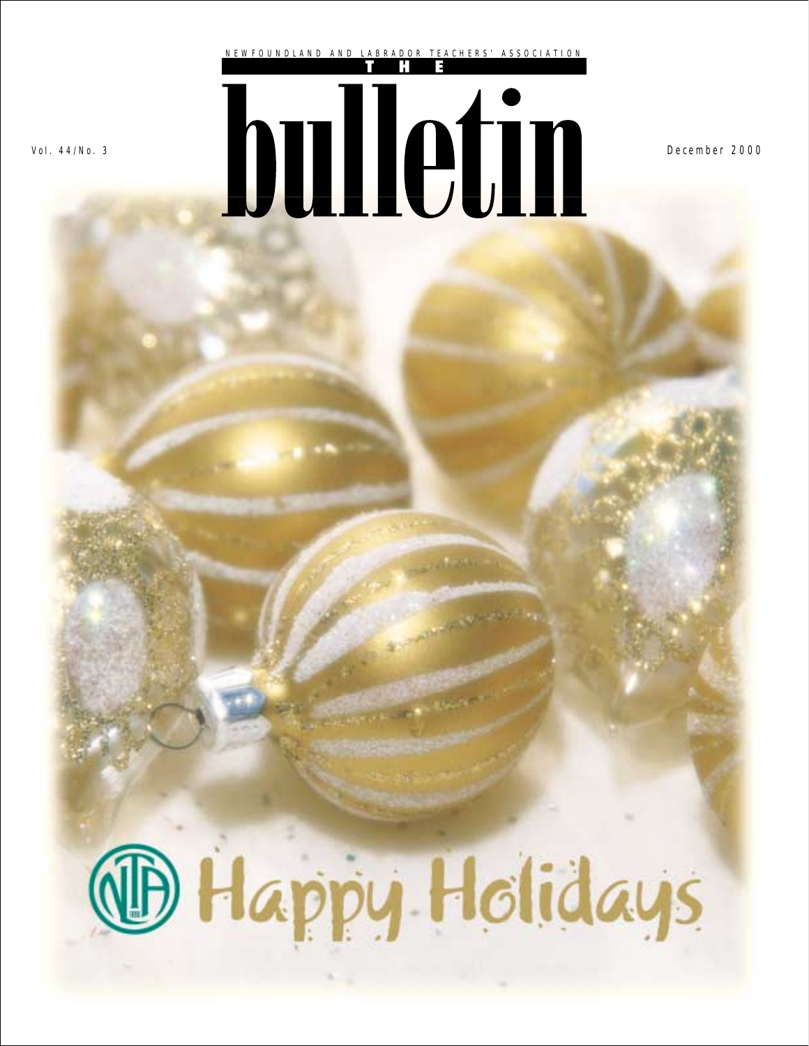NEWFOUNDLAND AND LABRADOR TEACHERS' ASSOCIATION

# THE bulletin

Vol. 44/No. 3

December 2000

Happy Holidays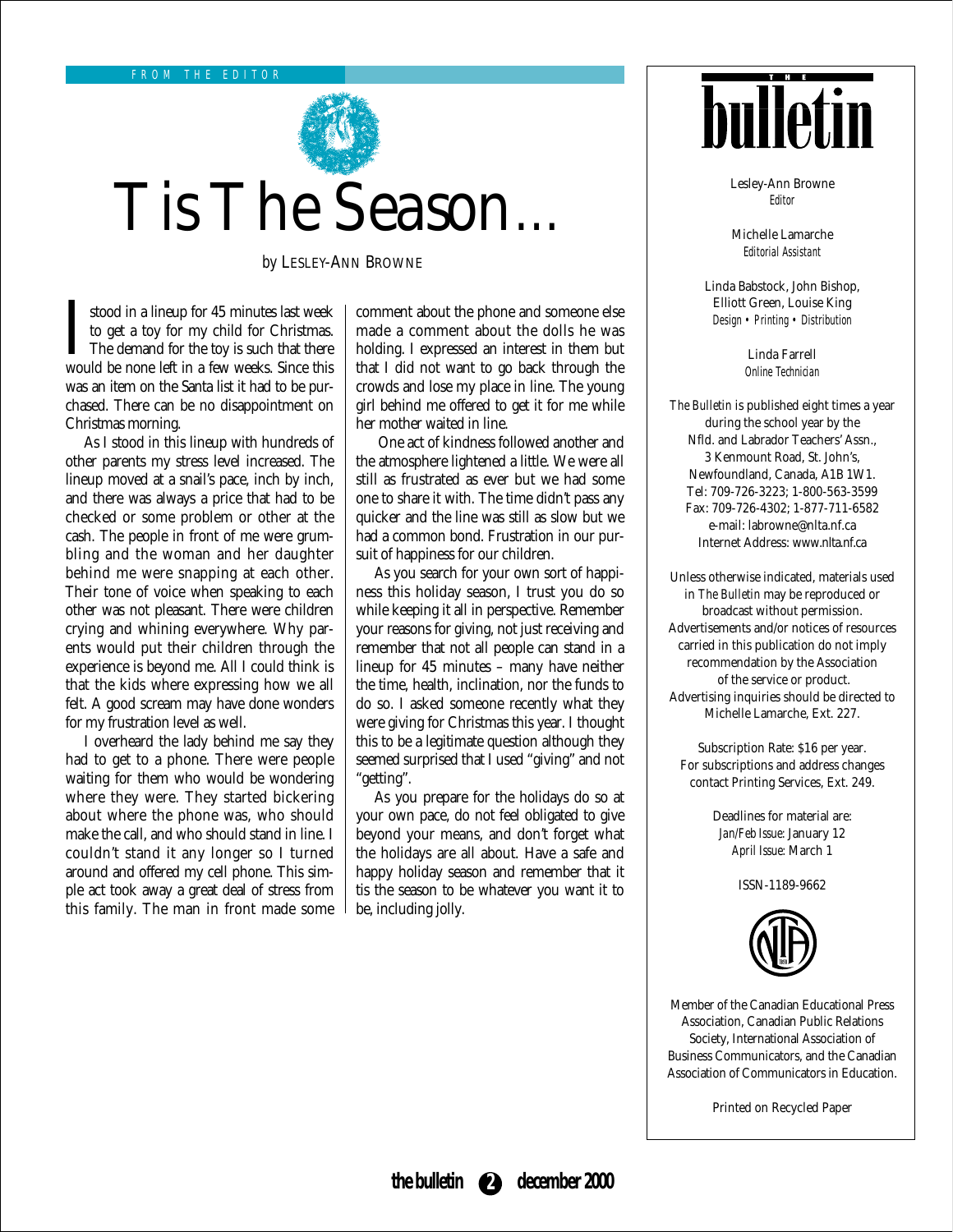FROM THE EDITOR

# Tis The Season…

by LESLEY-ANN BROWNE

I stood in a lineup for 45 minutes last week to get a toy for my child for Christmas. The demand for the toy is such that there would be none left in a few weeks. Since this was an item on the Santa list it had to be purchased. There can be no disappointment on Christmas morning.

As I stood in this lineup with hundreds of other parents my stress level increased. The lineup moved at a snail's pace, inch by inch, and there was always a price that had to be checked or some problem or other at the cash. The people in front of me were grumbling and the woman and her daughter behind me were snapping at each other. Their tone of voice when speaking to each other was not pleasant. There were children crying and whining everywhere. Why parents would put their children through the experience is beyond me. All I could think is that the kids where expressing how we all felt. A good scream may have done wonders for my frustration level as well.

I overheard the lady behind me say they had to get to a phone. There were people waiting for them who would be wondering where they were. They started bickering about where the phone was, who should make the call, and who should stand in line. I couldn't stand it any longer so I turned around and offered my cell phone. This simple act took away a great deal of stress from this family. The man in front made some comment about the phone and someone else made a comment about the dolls he was holding. I expressed an interest in them but that I did not want to go back through the crowds and lose my place in line. The young girl behind me offered to get it for me while her mother waited in line.

One act of kindness followed another and the atmosphere lightened a little. We were all still as frustrated as ever but we had some one to share it with. The time didn't pass any quicker and the line was still as slow but we had a common bond. Frustration in our pursuit of happiness for our children.

As you search for your own sort of happiness this holiday season, I trust you do so while keeping it all in perspective. Remember your reasons for giving, not just receiving and remember that not all people can stand in a lineup for 45 minutes – many have neither the time, health, inclination, nor the funds to do so. I asked someone recently what they were giving for Christmas this year. I thought this to be a legitimate question although they seemed surprised that I used "giving" and not "getting".

As you prepare for the holidays do so at your own pace, do not feel obligated to give beyond your means, and don't forget what the holidays are all about. Have a safe and happy holiday season and remember that it tis the season to be whatever you want it to be, including jolly.

---

**THE bulletin**

Lesley-Ann Browne
*Editor*

Michelle Lamarche
*Editorial Assistant*

Linda Babstock, John Bishop, Elliott Green, Louise King
*Design • Printing • Distribution*

Linda Farrell
*Online Technician*

*The Bulletin* is published eight times a year during the school year by the Nfld. and Labrador Teachers' Assn., 3 Kenmount Road, St. John's, Newfoundland, Canada, A1B 1W1.
Tel: 709-726-3223; 1-800-563-3599
Fax: 709-726-4302; 1-877-711-6582
e-mail: labrowne@nlta.nf.ca
Internet Address: www.nlta.nf.ca

Unless otherwise indicated, materials used in *The Bulletin* may be reproduced or broadcast without permission. Advertisements and/or notices of resources carried in this publication do not imply recommendation by the Association of the service or product. Advertising inquiries should be directed to Michelle Lamarche, Ext. 227.

Subscription Rate: $16 per year. For subscriptions and address changes contact Printing Services, Ext. 249.

Deadlines for material are:
*Jan/Feb Issue:* January 12
*April Issue:* March 1

ISSN-1189-9662

Member of the Canadian Educational Press Association, Canadian Public Relations Society, International Association of Business Communicators, and the Canadian Association of Communicators in Education.

Printed on Recycled Paper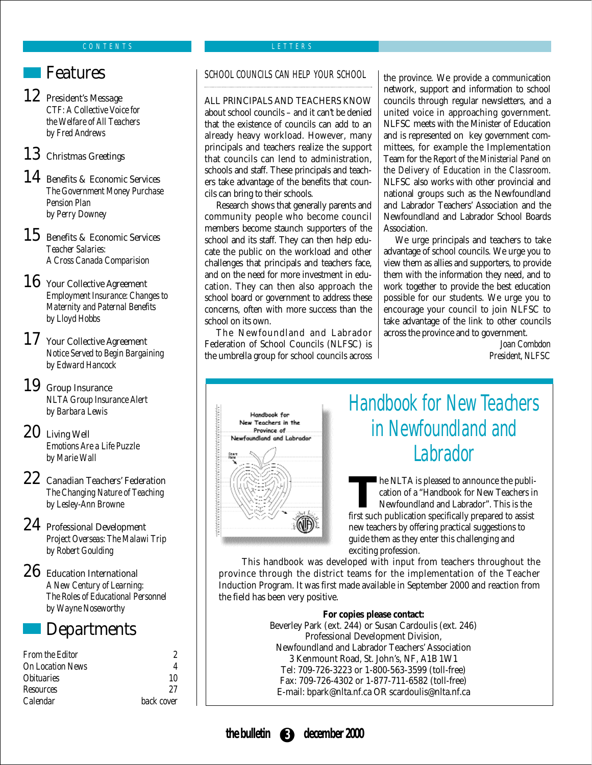CONTENTS

## Features

**12** President's Message
*CTF: A Collective Voice for the Welfare of All Teachers*
*by Fred Andrews*

**13** Christmas Greetings

**14** Benefits & Economic Services
*The Government Money Purchase Pension Plan*
*by Perry Downey*

**15** Benefits & Economic Services
*Teacher Salaries: A Cross Canada Comparision*

**16** Your Collective Agreement
*Employment Insurance: Changes to Maternity and Paternal Benefits*
*by Lloyd Hobbs*

**17** Your Collective Agreement
*Notice Served to Begin Bargaining*
*by Edward Hancock*

**19** Group Insurance
*NLTA Group Insurance Alert*
*by Barbara Lewis*

**20** Living Well
*Emotions Are a Life Puzzle*
*by Marie Wall*

**22** Canadian Teachers' Federation
*The Changing Nature of Teaching*
*by Lesley-Ann Browne*

**24** Professional Development
*Project Overseas: The Malawi Trip*
*by Robert Goulding*

**26** Education International
*A New Century of Learning: The Roles of Educational Personnel*
*by Wayne Noseworthy*

## Departments

| | |
|---|---|
| From the Editor | 2 |
| On Location News | 4 |
| Obituaries | 10 |
| Resources | 27 |
| Calendar | back cover |

LETTERS

### SCHOOL COUNCILS CAN HELP YOUR SCHOOL

ALL PRINCIPALS AND TEACHERS KNOW about school councils – and it can't be denied that the existence of councils can add to an already heavy workload. However, many principals and teachers realize the support that councils can lend to administration, schools and staff. These principals and teachers take advantage of the benefits that councils can bring to their schools.

Research shows that generally parents and community people who become council members become staunch supporters of the school and its staff. They can then help educate the public on the workload and other challenges that principals and teachers face, and on the need for more investment in education. They can then also approach the school board or government to address these concerns, often with more success than the school on its own.

The Newfoundland and Labrador Federation of School Councils (NLFSC) is the umbrella group for school councils across the province. We provide a communication network, support and information to school councils through regular newsletters, and a united voice in approaching government. NLFSC meets with the Minister of Education and is represented on key government committees, for example the Implementation Team for the *Report of the Ministerial Panel on the Delivery of Education in the Classroom*. NLFSC also works with other provincial and national groups such as the Newfoundland and Labrador Teachers' Association and the Newfoundland and Labrador School Boards Association.

We urge principals and teachers to take advantage of school councils. We urge you to view them as allies and supporters, to provide them with the information they need, and to work together to provide the best education possible for our students. We urge you to encourage your council to join NLFSC to take advantage of the link to other councils across the province and to government.

*Joan Combdon*
*President, NLFSC*

## Handbook for New Teachers in Newfoundland and Labrador

The NLTA is pleased to announce the publication of a "Handbook for New Teachers in Newfoundland and Labrador". This is the first such publication specifically prepared to assist new teachers by offering practical suggestions to guide them as they enter this challenging and exciting profession.

This handbook was developed with input from teachers throughout the province through the district teams for the implementation of the Teacher Induction Program. It was first made available in September 2000 and reaction from the field has been very positive.

**For copies please contact:**
Beverley Park (ext. 244) or Susan Cardoulis (ext. 246)
Professional Development Division,
Newfoundland and Labrador Teachers' Association
3 Kenmount Road, St. John's, NF, A1B 1W1
Tel: 709-726-3223 or 1-800-563-3599 (toll-free)
Fax: 709-726-4302 or 1-877-711-6582 (toll-free)
E-mail: bpark@nlta.nf.ca OR scardoulis@nlta.nf.ca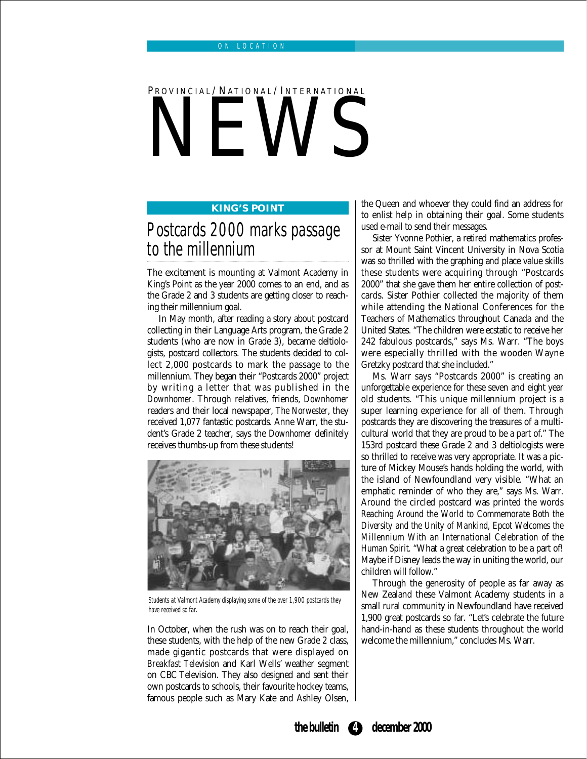# PROVINCIAL/NATIONAL/INTERNATIONAL NEWS

**KING'S POINT**

## Postcards 2000 marks passage to the millennium

The excitement is mounting at Valmont Academy in King's Point as the year 2000 comes to an end, and as the Grade 2 and 3 students are getting closer to reaching their millennium goal.

In May month, after reading a story about postcard collecting in their Language Arts program, the Grade 2 students (who are now in Grade 3), became deltiologists, postcard collectors. The students decided to collect 2,000 postcards to mark the passage to the millennium. They began their "Postcards 2000" project by writing a letter that was published in the *Downhomer*. Through relatives, friends, *Downhomer* readers and their local newspaper, *The Norwester*, they received 1,077 fantastic postcards. Anne Warr, the student's Grade 2 teacher, says the *Downhomer* definitely receives thumbs-up from these students!

*Students at Valmont Academy displaying some of the over 1,900 postcards they have received so far.*

In October, when the rush was on to reach their goal, these students, with the help of the new Grade 2 class, made gigantic postcards that were displayed on *Breakfast Television* and Karl Wells' weather segment on CBC Television. They also designed and sent their own postcards to schools, their favourite hockey teams, famous people such as Mary Kate and Ashley Olsen, the Queen and whoever they could find an address for to enlist help in obtaining their goal. Some students used e-mail to send their messages.

Sister Yvonne Pothier, a retired mathematics professor at Mount Saint Vincent University in Nova Scotia was so thrilled with the graphing and place value skills these students were acquiring through "Postcards 2000" that she gave them her entire collection of postcards. Sister Pothier collected the majority of them while attending the National Conferences for the Teachers of Mathematics throughout Canada and the United States. "The children were ecstatic to receive her 242 fabulous postcards," says Ms. Warr. "The boys were especially thrilled with the wooden Wayne Gretzky postcard that she included."

Ms. Warr says "Postcards 2000" is creating an unforgettable experience for these seven and eight year old students. "This unique millennium project is a super learning experience for all of them. Through postcards they are discovering the treasures of a multicultural world that they are proud to be a part of." The 153rd postcard these Grade 2 and 3 deltiologists were so thrilled to receive was very appropriate. It was a picture of Mickey Mouse's hands holding the world, with the island of Newfoundland very visible. "What an emphatic reminder of who they are," says Ms. Warr. Around the circled postcard was printed the words *Reaching Around the World to Commemorate Both the Diversity and the Unity of Mankind, Epcot Welcomes the Millennium With an International Celebration of the Human Spirit.* "What a great celebration to be a part of! Maybe if Disney leads the way in uniting the world, our children will follow."

Through the generosity of people as far away as New Zealand these Valmont Academy students in a small rural community in Newfoundland have received 1,900 great postcards so far. "Let's celebrate the future hand-in-hand as these students throughout the world welcome the millennium," concludes Ms. Warr.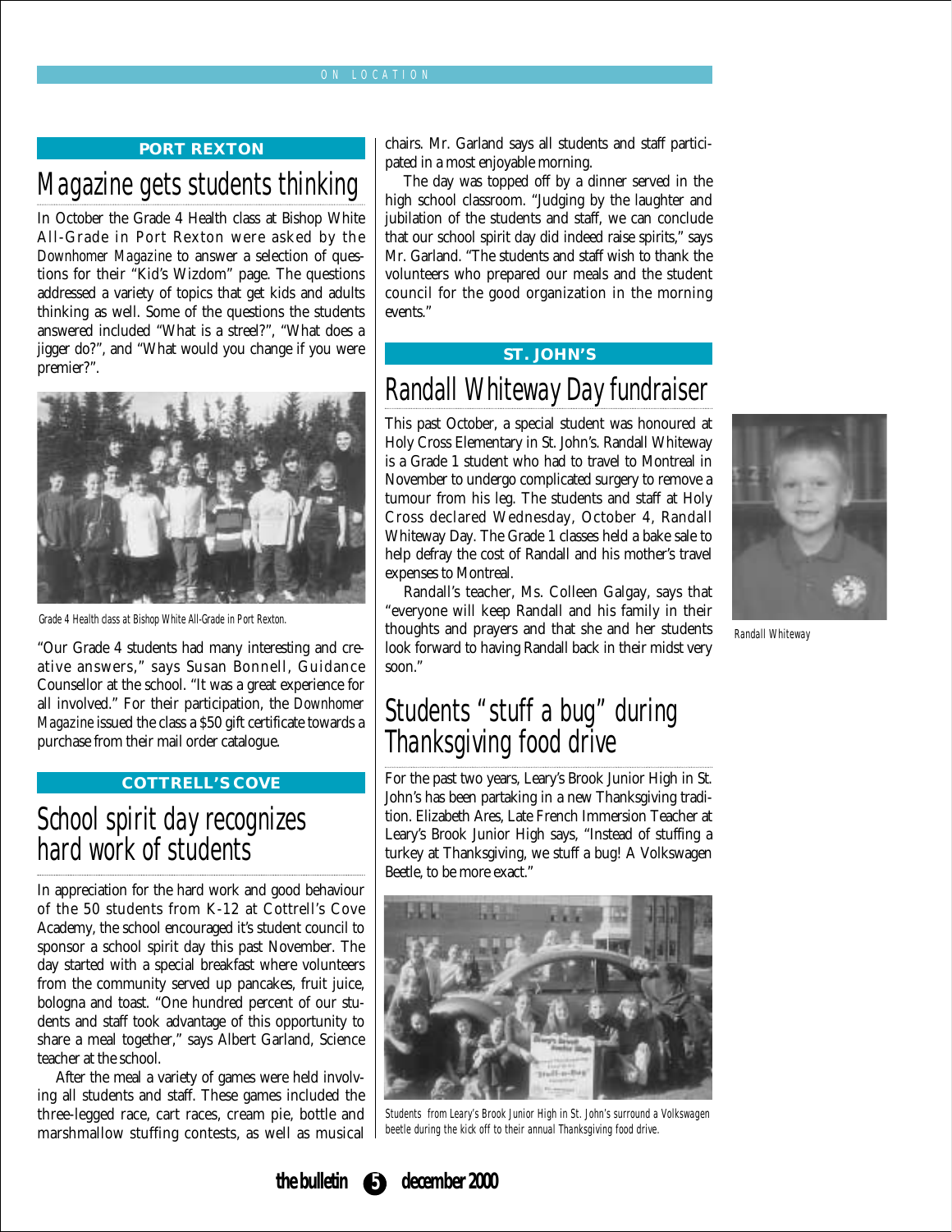## PORT REXTON

# Magazine gets students thinking

In October the Grade 4 Health class at Bishop White All-Grade in Port Rexton were asked by the *Downhomer Magazine* to answer a selection of questions for their "Kid's Wizdom" page. The questions addressed a variety of topics that get kids and adults thinking as well. Some of the questions the students answered included "What is a streel?", "What does a jigger do?", and "What would you change if you were premier?".

Grade 4 Health class at Bishop White All-Grade in Port Rexton.

"Our Grade 4 students had many interesting and creative answers," says Susan Bonnell, Guidance Counsellor at the school. "It was a great experience for all involved." For their participation, the *Downhomer Magazine* issued the class a $50 gift certificate towards a purchase from their mail order catalogue.

## COTTRELL'S COVE

# School spirit day recognizes hard work of students

In appreciation for the hard work and good behaviour of the 50 students from K-12 at Cottrell's Cove Academy, the school encouraged it's student council to sponsor a school spirit day this past November. The day started with a special breakfast where volunteers from the community served up pancakes, fruit juice, bologna and toast. "One hundred percent of our students and staff took advantage of this opportunity to share a meal together," says Albert Garland, Science teacher at the school.

After the meal a variety of games were held involving all students and staff. These games included the three-legged race, cart races, cream pie, bottle and marshmallow stuffing contests, as well as musical chairs. Mr. Garland says all students and staff participated in a most enjoyable morning.

The day was topped off by a dinner served in the high school classroom. "Judging by the laughter and jubilation of the students and staff, we can conclude that our school spirit day did indeed raise spirits," says Mr. Garland. "The students and staff wish to thank the volunteers who prepared our meals and the student council for the good organization in the morning events."

## ST. JOHN'S

# Randall Whiteway Day fundraiser

This past October, a special student was honoured at Holy Cross Elementary in St. John's. Randall Whiteway is a Grade 1 student who had to travel to Montreal in November to undergo complicated surgery to remove a tumour from his leg. The students and staff at Holy Cross declared Wednesday, October 4, Randall Whiteway Day. The Grade 1 classes held a bake sale to help defray the cost of Randall and his mother's travel expenses to Montreal.

Randall's teacher, Ms. Colleen Galgay, says that "everyone will keep Randall and his family in their thoughts and prayers and that she and her students look forward to having Randall back in their midst very soon."

Randall Whiteway

# Students "stuff a bug" during Thanksgiving food drive

For the past two years, Leary's Brook Junior High in St. John's has been partaking in a new Thanksgiving tradition. Elizabeth Ares, Late French Immersion Teacher at Leary's Brook Junior High says, "Instead of stuffing a turkey at Thanksgiving, we stuff a bug! A Volkswagen Beetle, to be more exact."

Students from Leary's Brook Junior High in St. John's surround a Volkswagen beetle during the kick off to their annual Thanksgiving food drive.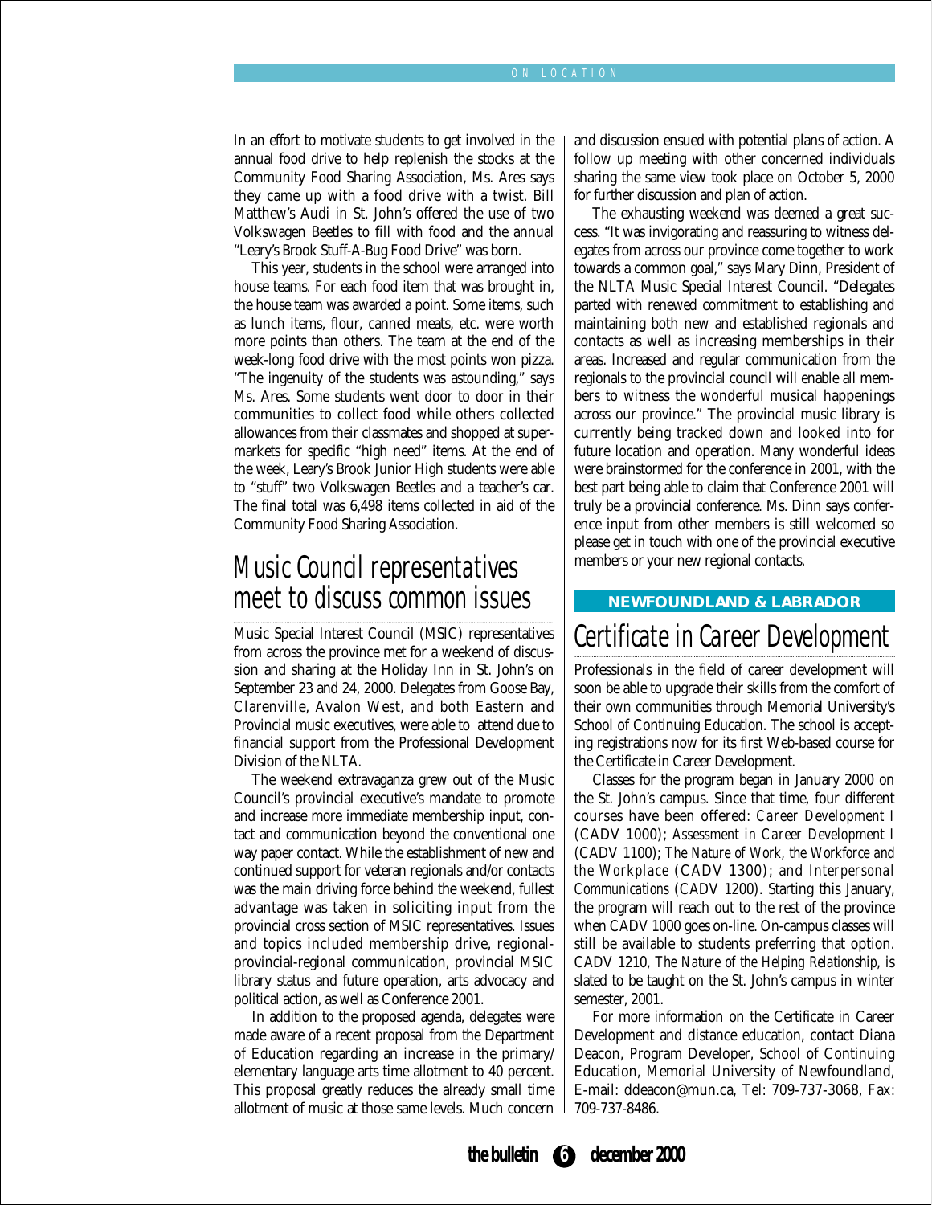In an effort to motivate students to get involved in the annual food drive to help replenish the stocks at the Community Food Sharing Association, Ms. Ares says they came up with a food drive with a twist. Bill Matthew's Audi in St. John's offered the use of two Volkswagen Beetles to fill with food and the annual "Leary's Brook Stuff-A-Bug Food Drive" was born.

This year, students in the school were arranged into house teams. For each food item that was brought in, the house team was awarded a point. Some items, such as lunch items, flour, canned meats, etc. were worth more points than others. The team at the end of the week-long food drive with the most points won pizza. "The ingenuity of the students was astounding," says Ms. Ares. Some students went door to door in their communities to collect food while others collected allowances from their classmates and shopped at supermarkets for specific "high need" items. At the end of the week, Leary's Brook Junior High students were able to "stuff" two Volkswagen Beetles and a teacher's car. The final total was 6,498 items collected in aid of the Community Food Sharing Association.

## Music Council representatives meet to discuss common issues

Music Special Interest Council (MSIC) representatives from across the province met for a weekend of discussion and sharing at the Holiday Inn in St. John's on September 23 and 24, 2000. Delegates from Goose Bay, Clarenville, Avalon West, and both Eastern and Provincial music executives, were able to attend due to financial support from the Professional Development Division of the NLTA.

The weekend extravaganza grew out of the Music Council's provincial executive's mandate to promote and increase more immediate membership input, contact and communication beyond the conventional one way paper contact. While the establishment of new and continued support for veteran regionals and/or contacts was the main driving force behind the weekend, fullest advantage was taken in soliciting input from the provincial cross section of MSIC representatives. Issues and topics included membership drive, regional-provincial-regional communication, provincial MSIC library status and future operation, arts advocacy and political action, as well as Conference 2001.

In addition to the proposed agenda, delegates were made aware of a recent proposal from the Department of Education regarding an increase in the primary/elementary language arts time allotment to 40 percent. This proposal greatly reduces the already small time allotment of music at those same levels. Much concern and discussion ensued with potential plans of action. A follow up meeting with other concerned individuals sharing the same view took place on October 5, 2000 for further discussion and plan of action.

The exhausting weekend was deemed a great success. "It was invigorating and reassuring to witness delegates from across our province come together to work towards a common goal," says Mary Dinn, President of the NLTA Music Special Interest Council. "Delegates parted with renewed commitment to establishing and maintaining both new and established regionals and contacts as well as increasing memberships in their areas. Increased and regular communication from the regionals to the provincial council will enable all members to witness the wonderful musical happenings across our province." The provincial music library is currently being tracked down and looked into for future location and operation. Many wonderful ideas were brainstormed for the conference in 2001, with the best part being able to claim that Conference 2001 will truly be a provincial conference. Ms. Dinn says conference input from other members is still welcomed so please get in touch with one of the provincial executive members or your new regional contacts.

**NEWFOUNDLAND & LABRADOR**

## Certificate in Career Development

Professionals in the field of career development will soon be able to upgrade their skills from the comfort of their own communities through Memorial University's School of Continuing Education. The school is accepting registrations now for its first Web-based course for the Certificate in Career Development.

Classes for the program began in January 2000 on the St. John's campus. Since that time, four different courses have been offered: *Career Development I* (CADV 1000); *Assessment in Career Development I* (CADV 1100); *The Nature of Work, the Workforce and the Workplace* (CADV 1300); and *Interpersonal Communications* (CADV 1200). Starting this January, the program will reach out to the rest of the province when CADV 1000 goes on-line. On-campus classes will still be available to students preferring that option. CADV 1210, *The Nature of the Helping Relationship*, is slated to be taught on the St. John's campus in winter semester, 2001.

For more information on the Certificate in Career Development and distance education, contact Diana Deacon, Program Developer, School of Continuing Education, Memorial University of Newfoundland, E-mail: ddeacon@mun.ca, Tel: 709-737-3068, Fax: 709-737-8486.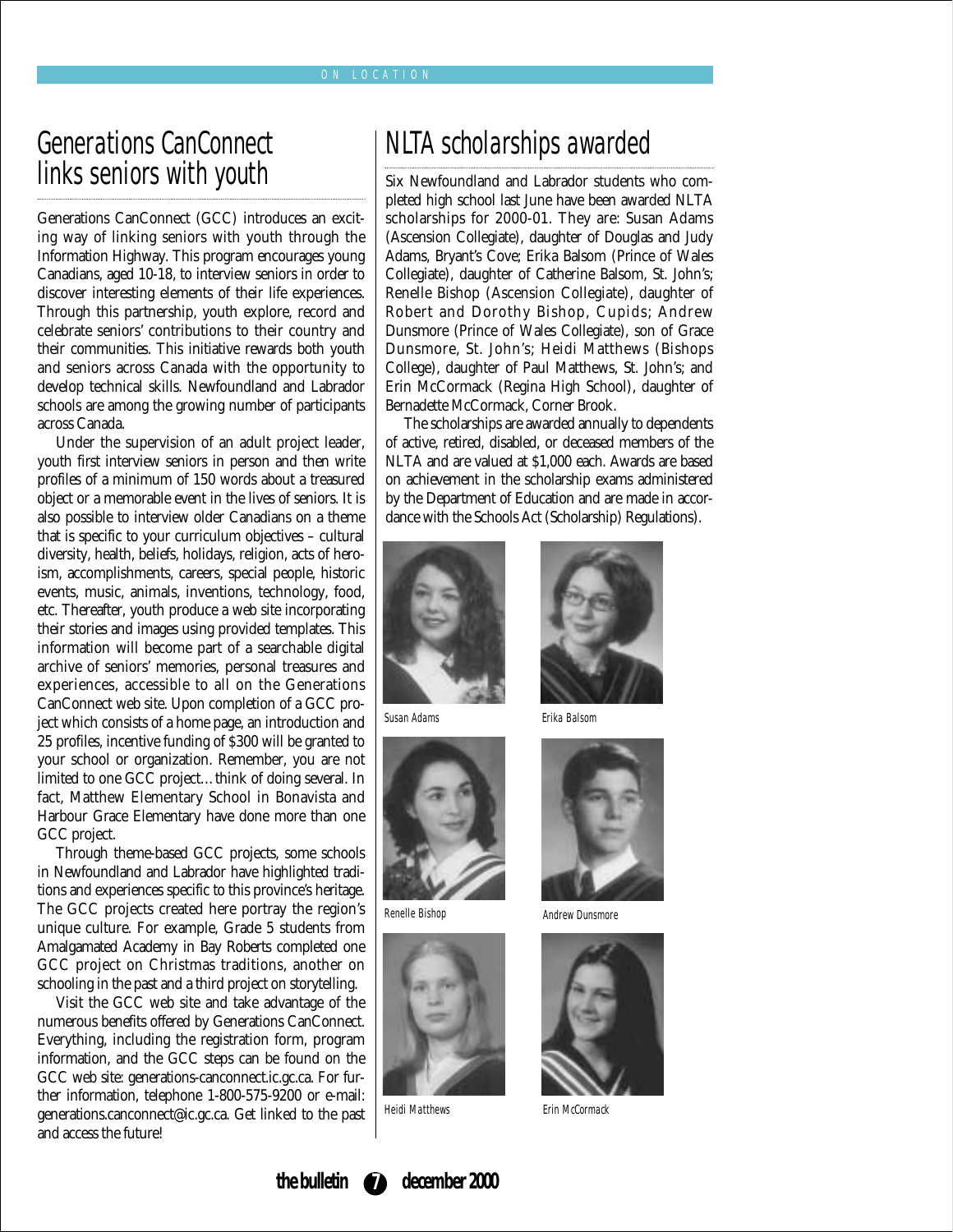# Generations CanConnect links seniors with youth

Generations CanConnect (GCC) introduces an exciting way of linking seniors with youth through the Information Highway. This program encourages young Canadians, aged 10-18, to interview seniors in order to discover interesting elements of their life experiences. Through this partnership, youth explore, record and celebrate seniors' contributions to their country and their communities. This initiative rewards both youth and seniors across Canada with the opportunity to develop technical skills. Newfoundland and Labrador schools are among the growing number of participants across Canada.

Under the supervision of an adult project leader, youth first interview seniors in person and then write profiles of a minimum of 150 words about a treasured object or a memorable event in the lives of seniors. It is also possible to interview older Canadians on a theme that is specific to your curriculum objectives – cultural diversity, health, beliefs, holidays, religion, acts of heroism, accomplishments, careers, special people, historic events, music, animals, inventions, technology, food, etc. Thereafter, youth produce a web site incorporating their stories and images using provided templates. This information will become part of a searchable digital archive of seniors' memories, personal treasures and experiences, accessible to all on the Generations CanConnect web site. Upon completion of a GCC project which consists of a home page, an introduction and 25 profiles, incentive funding of $300 will be granted to your school or organization. Remember, you are not limited to one GCC project…think of doing several. In fact, Matthew Elementary School in Bonavista and Harbour Grace Elementary have done more than one GCC project.

Through theme-based GCC projects, some schools in Newfoundland and Labrador have highlighted traditions and experiences specific to this province's heritage. The GCC projects created here portray the region's unique culture. For example, Grade 5 students from Amalgamated Academy in Bay Roberts completed one GCC project on Christmas traditions, another on schooling in the past and a third project on storytelling.

Visit the GCC web site and take advantage of the numerous benefits offered by Generations CanConnect. Everything, including the registration form, program information, and the GCC steps can be found on the GCC web site: generations-canconnect.ic.gc.ca. For further information, telephone 1-800-575-9200 or e-mail: generations.canconnect@ic.gc.ca. Get linked to the past and access the future!

# NLTA scholarships awarded

Six Newfoundland and Labrador students who completed high school last June have been awarded NLTA scholarships for 2000-01. They are: Susan Adams (Ascension Collegiate), daughter of Douglas and Judy Adams, Bryant's Cove; Erika Balsom (Prince of Wales Collegiate), daughter of Catherine Balsom, St. John's; Renelle Bishop (Ascension Collegiate), daughter of Robert and Dorothy Bishop, Cupids; Andrew Dunsmore (Prince of Wales Collegiate), son of Grace Dunsmore, St. John's; Heidi Matthews (Bishops College), daughter of Paul Matthews, St. John's; and Erin McCormack (Regina High School), daughter of Bernadette McCormack, Corner Brook.

The scholarships are awarded annually to dependents of active, retired, disabled, or deceased members of the NLTA and are valued at $1,000 each. Awards are based on achievement in the scholarship exams administered by the Department of Education and are made in accordance with the Schools Act (Scholarship) Regulations).

Susan Adams

Erika Balsom

Renelle Bishop

Andrew Dunsmore

Heidi Matthews

Erin McCormack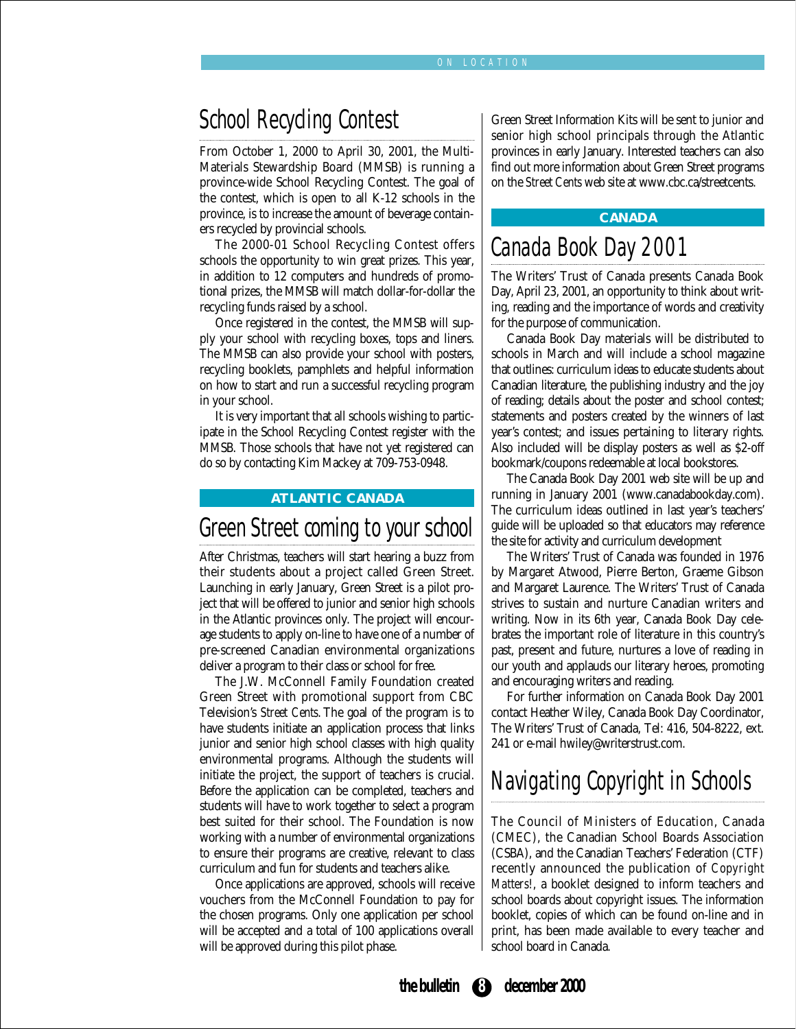## School Recycling Contest

From October 1, 2000 to April 30, 2001, the Multi-Materials Stewardship Board (MMSB) is running a province-wide School Recycling Contest. The goal of the contest, which is open to all K-12 schools in the province, is to increase the amount of beverage containers recycled by provincial schools.

The 2000-01 School Recycling Contest offers schools the opportunity to win great prizes. This year, in addition to 12 computers and hundreds of promotional prizes, the MMSB will match dollar-for-dollar the recycling funds raised by a school.

Once registered in the contest, the MMSB will supply your school with recycling boxes, tops and liners. The MMSB can also provide your school with posters, pamphlets, recycling booklets, and helpful information on how to start and run a successful recycling program in your school.

It is very important that all schools wishing to participate in the School Recycling Contest register with the MMSB. Those schools that have not yet registered can do so by contacting Kim Mackey at 709-753-0948.

**ATLANTIC CANADA**

## Green Street coming to your school

After Christmas, teachers will start hearing a buzz from their students about a project called Green Street. Launching in early January, Green Street is a pilot project that will be offered to junior and senior high schools in the Atlantic provinces only. The project will encourage students to apply on-line to have one of a number of pre-screened Canadian environmental organizations deliver a program to their class or school for free.

The J.W. McConnell Family Foundation created Green Street with promotional support from CBC Television's *Street Cents*. The goal of the program is to have students initiate an application process that links junior and senior high school classes with high quality environmental programs. Although the students will initiate the project, the support of teachers is crucial. Before the application can be completed, teachers and students will have to work together to select a program best suited for their school. The Foundation is now working with a number of environmental organizations to ensure their programs are creative, relevant to class curriculum and fun for students and teachers alike.

Once applications are approved, schools will receive vouchers from the McConnell Foundation to pay for the chosen programs. Only one application per school will be accepted and a total of 100 applications overall will be approved during this pilot phase.

Green Street Information Kits will be sent to junior and senior high school principals through the Atlantic provinces in early January. Interested teachers can also find out more information about Green Street programs on the *Street Cents* web site at www.cbc.ca/streetcents.

**CANADA**

## Canada Book Day 2001

The Writers' Trust of Canada presents Canada Book Day, April 23, 2001, an opportunity to think about writing, reading and the importance of words and creativity for the purpose of communication.

Canada Book Day materials will be distributed to schools in March and will include a school magazine that outlines: curriculum ideas to educate students about Canadian literature, the publishing industry and the joy of reading; details about the poster and school contest; statements and posters created by the winners of last year's contest; and issues pertaining to literary rights. Also included will be display posters as well as $2-off bookmark/coupons redeemable at local bookstores.

The Canada Book Day 2001 web site will be up and running in January 2001 (www.canadabookday.com). The curriculum ideas outlined in last year's teachers' guide will be uploaded so that educators may reference the site for activity and curriculum development

The Writers' Trust of Canada was founded in 1976 by Margaret Atwood, Pierre Berton, Graeme Gibson and Margaret Laurence. The Writers' Trust of Canada strives to sustain and nurture Canadian writers and writing. Now in its 6th year, Canada Book Day celebrates the important role of literature in this country's past, present and future, nurtures a love of reading in our youth and applauds our literary heroes, promoting and encouraging writers and reading.

For further information on Canada Book Day 2001 contact Heather Wiley, Canada Book Day Coordinator, The Writers' Trust of Canada, Tel: 416, 504-8222, ext. 241 or e-mail hwiley@writerstrust.com.

## Navigating Copyright in Schools

The Council of Ministers of Education, Canada (CMEC), the Canadian School Boards Association (CSBA), and the Canadian Teachers' Federation (CTF) recently announced the publication of *Copyright Matters!*, a booklet designed to inform teachers and school boards about copyright issues. The information booklet, copies of which can be found on-line and in print, has been made available to every teacher and school board in Canada.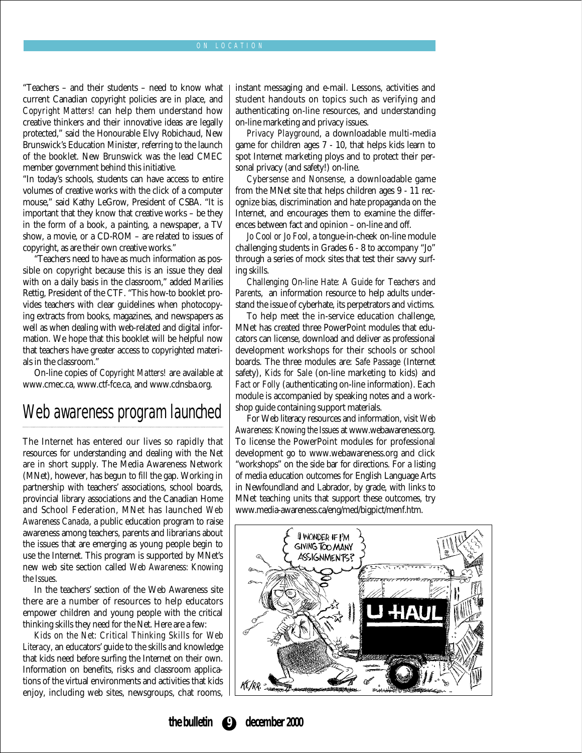"Teachers – and their students – need to know what current Canadian copyright policies are in place, and *Copyright Matters!* can help them understand how creative thinkers and their innovative ideas are legally protected," said the Honourable Elvy Robichaud, New Brunswick's Education Minister, referring to the launch of the booklet. New Brunswick was the lead CMEC member government behind this initiative.

"In today's schools, students can have access to entire volumes of creative works with the click of a computer mouse," said Kathy LeGrow, President of CSBA. "It is important that they know that creative works – be they in the form of a book, a painting, a newspaper, a TV show, a movie, or a CD-ROM – are related to issues of copyright, as are their own creative works."

"Teachers need to have as much information as possible on copyright because this is an issue they deal with on a daily basis in the classroom," added Marilies Rettig, President of the CTF. "This how-to booklet provides teachers with clear guidelines when photocopying extracts from books, magazines, and newspapers as well as when dealing with web-related and digital information. We hope that this booklet will be helpful now that teachers have greater access to copyrighted materials in the classroom."

On-line copies of *Copyright Matters!* are available at www.cmec.ca, www.ctf-fce.ca, and www.cdnsba.org.

## Web awareness program launched

The Internet has entered our lives so rapidly that resources for understanding and dealing with the Net are in short supply. The Media Awareness Network (MNet), however, has begun to fill the gap. Working in partnership with teachers' associations, school boards, provincial library associations and the Canadian Home and School Federation, MNet has launched *Web Awareness Canada*, a public education program to raise awareness among teachers, parents and librarians about the issues that are emerging as young people begin to use the Internet. This program is supported by MNet's new web site section called *Web Awareness: Knowing the Issues*.

In the teachers' section of the Web Awareness site there are a number of resources to help educators empower children and young people with the critical thinking skills they need for the Net. Here are a few:

*Kids on the Net: Critical Thinking Skills for Web Literacy*, an educators' guide to the skills and knowledge that kids need before surfing the Internet on their own. Information on benefits, risks and classroom applications of the virtual environments and activities that kids enjoy, including web sites, newsgroups, chat rooms, instant messaging and e-mail. Lessons, activities and student handouts on topics such as verifying and authenticating on-line resources, and understanding on-line marketing and privacy issues.

*Privacy Playground*, a downloadable multi-media game for children ages 7 - 10, that helps kids learn to spot Internet marketing ploys and to protect their personal privacy (and safety!) on-line.

*Cybersense and Nonsense*, a downloadable game from the MNet site that helps children ages 9 - 11 recognize bias, discrimination and hate propaganda on the Internet, and encourages them to examine the differences between fact and opinion – on-line and off.

*Jo Cool or Jo Fool*, a tongue-in-cheek on-line module challenging students in Grades 6 - 8 to accompany "Jo" through a series of mock sites that test their savvy surfing skills.

*Challenging On-line Hate: A Guide for Teachers and Parents*, an information resource to help adults understand the issue of cyberhate, its perpetrators and victims.

To help meet the in-service education challenge, MNet has created three PowerPoint modules that educators can license, download and deliver as professional development workshops for their schools or school boards. The three modules are: *Safe Passage* (Internet safety), *Kids for Sale* (on-line marketing to kids) and *Fact or Folly* (authenticating on-line information). Each module is accompanied by speaking notes and a workshop guide containing support materials.

For Web literacy resources and information, visit *Web Awareness: Knowing the Issues* at www.webawareness.org. To license the PowerPoint modules for professional development go to www.webawareness.org and click "workshops" on the side bar for directions. For a listing of media education outcomes for English Language Arts in Newfoundland and Labrador, by grade, with links to MNet teaching units that support these outcomes, try www.media-awareness.ca/eng/med/bigpict/menf.htm.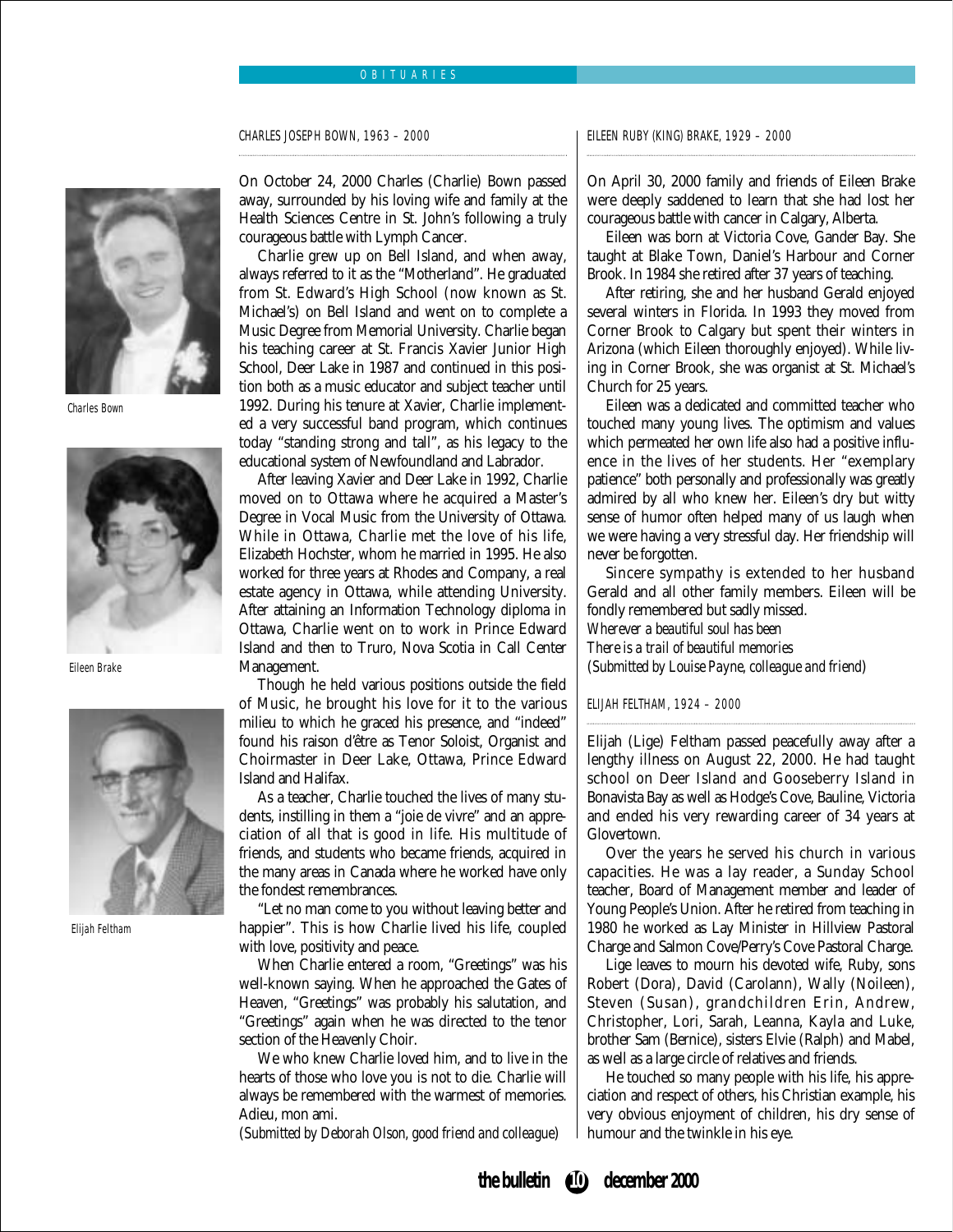# OBITUARIES

## CHARLES JOSEPH BOWN, 1963 – 2000

Charles Bown

On October 24, 2000 Charles (Charlie) Bown passed away, surrounded by his loving wife and family at the Health Sciences Centre in St. John's following a truly courageous battle with Lymph Cancer.

Charlie grew up on Bell Island, and when away, always referred to it as the "Motherland". He graduated from St. Edward's High School (now known as St. Michael's) on Bell Island and went on to complete a Music Degree from Memorial University. Charlie began his teaching career at St. Francis Xavier Junior High School, Deer Lake in 1987 and continued in this position both as a music educator and subject teacher until 1992. During his tenure at Xavier, Charlie implemented a very successful band program, which continues today "standing strong and tall", as his legacy to the educational system of Newfoundland and Labrador.

After leaving Xavier and Deer Lake in 1992, Charlie moved on to Ottawa where he acquired a Master's Degree in Vocal Music from the University of Ottawa. While in Ottawa, Charlie met the love of his life, Elizabeth Hochster, whom he married in 1995. He also worked for three years at Rhodes and Company, a real estate agency in Ottawa, while attending University. After attaining an Information Technology diploma in Ottawa, Charlie went on to work in Prince Edward Island and then to Truro, Nova Scotia in Call Center Management.

Though he held various positions outside the field of Music, he brought his love for it to the various milieu to which he graced his presence, and "indeed" found his raison d'être as Tenor Soloist, Organist and Choirmaster in Deer Lake, Ottawa, Prince Edward Island and Halifax.

As a teacher, Charlie touched the lives of many students, instilling in them a "joie de vivre" and an appreciation of all that is good in life. His multitude of friends, and students who became friends, acquired in the many areas in Canada where he worked have only the fondest remembrances.

"Let no man come to you without leaving better and happier". This is how Charlie lived his life, coupled with love, positivity and peace.

When Charlie entered a room, "Greetings" was his well-known saying. When he approached the Gates of Heaven, "Greetings" was probably his salutation, and "Greetings" again when he was directed to the tenor section of the Heavenly Choir.

We who knew Charlie loved him, and to live in the hearts of those who love you is not to die. Charlie will always be remembered with the warmest of memories. Adieu, mon ami.

*(Submitted by Deborah Olson, good friend and colleague)*

## EILEEN RUBY (KING) BRAKE, 1929 – 2000

Eileen Brake

On April 30, 2000 family and friends of Eileen Brake were deeply saddened to learn that she had lost her courageous battle with cancer in Calgary, Alberta.

Eileen was born at Victoria Cove, Gander Bay. She taught at Blake Town, Daniel's Harbour and Corner Brook. In 1984 she retired after 37 years of teaching.

After retiring, she and her husband Gerald enjoyed several winters in Florida. In 1993 they moved from Corner Brook to Calgary but spent their winters in Arizona (which Eileen thoroughly enjoyed). While living in Corner Brook, she was organist at St. Michael's Church for 25 years.

Eileen was a dedicated and committed teacher who touched many young lives. The optimism and values which permeated her own life also had a positive influence in the lives of her students. Her "exemplary patience" both personally and professionally was greatly admired by all who knew her. Eileen's dry but witty sense of humor often helped many of us laugh when we were having a very stressful day. Her friendship will never be forgotten.

Sincere sympathy is extended to her husband Gerald and all other family members. Eileen will be fondly remembered but sadly missed.

*Wherever a beautiful soul has been*
*There is a trail of beautiful memories*
*(Submitted by Louise Payne, colleague and friend)*

## ELIJAH FELTHAM, 1924 – 2000

Elijah Feltham

Elijah (Lige) Feltham passed peacefully away after a lengthy illness on August 22, 2000. He had taught school on Deer Island and Gooseberry Island in Bonavista Bay as well as Hodge's Cove, Bauline, Victoria and ended his very rewarding career of 34 years at Glovertown.

Over the years he served his church in various capacities. He was a lay reader, a Sunday School teacher, Board of Management member and leader of Young People's Union. After he retired from teaching in 1980 he worked as Lay Minister in Hillview Pastoral Charge and Salmon Cove/Perry's Cove Pastoral Charge.

Lige leaves to mourn his devoted wife, Ruby, sons Robert (Dora), David (Carolann), Wally (Noileen), Steven (Susan), grandchildren Erin, Andrew, Christopher, Lori, Sarah, Leanna, Kayla and Luke, brother Sam (Bernice), sisters Elvie (Ralph) and Mabel, as well as a large circle of relatives and friends.

He touched so many people with his life, his appreciation and respect of others, his Christian example, his very obvious enjoyment of children, his dry sense of humour and the twinkle in his eye.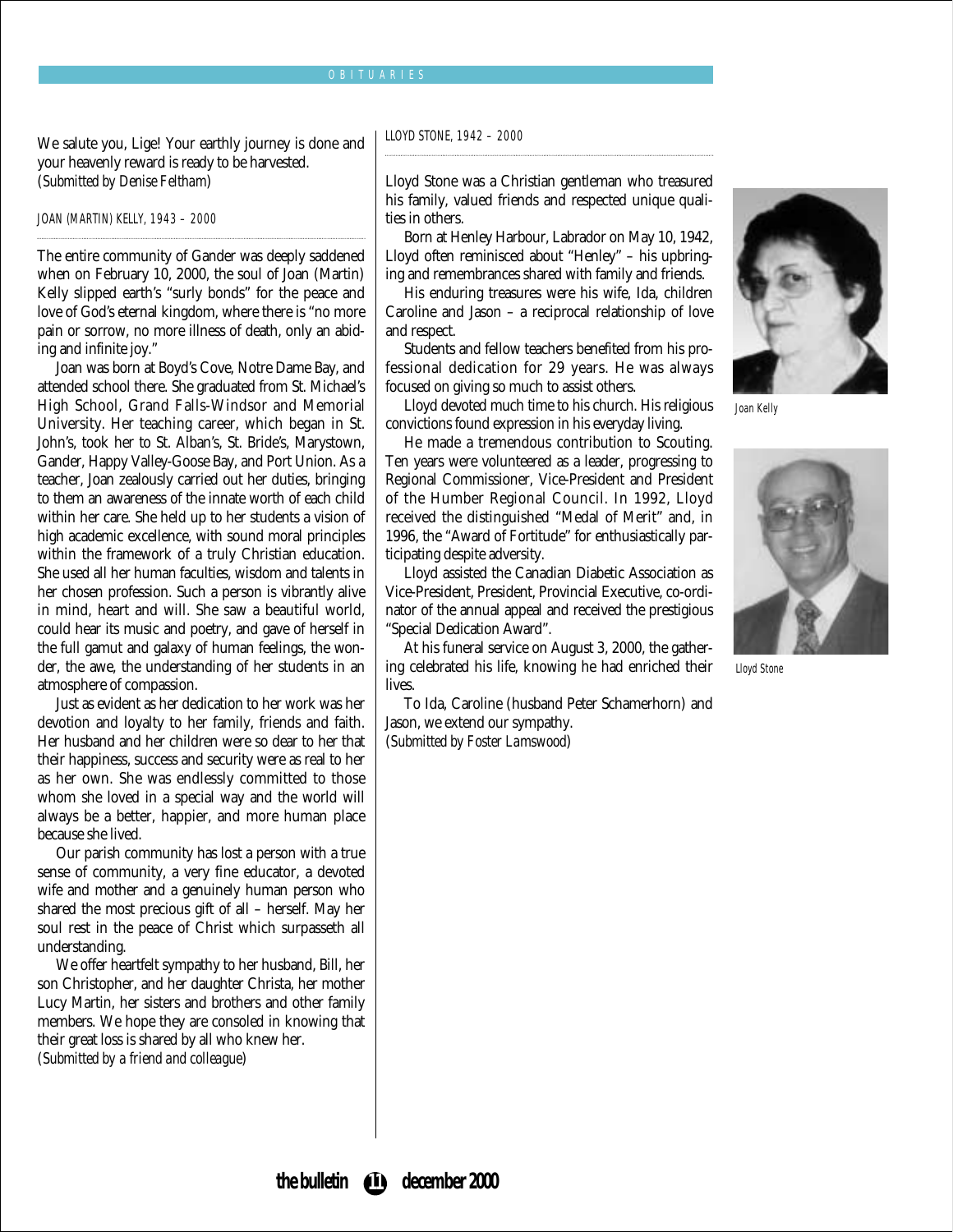We salute you, Lige! Your earthly journey is done and your heavenly reward is ready to be harvested.
*(Submitted by Denise Feltham)*

### JOAN (MARTIN) KELLY, 1943 – 2000

The entire community of Gander was deeply saddened when on February 10, 2000, the soul of Joan (Martin) Kelly slipped earth's "surly bonds" for the peace and love of God's eternal kingdom, where there is "no more pain or sorrow, no more illness of death, only an abiding and infinite joy."

Joan was born at Boyd's Cove, Notre Dame Bay, and attended school there. She graduated from St. Michael's High School, Grand Falls-Windsor and Memorial University. Her teaching career, which began in St. John's, took her to St. Alban's, St. Bride's, Marystown, Gander, Happy Valley-Goose Bay, and Port Union. As a teacher, Joan zealously carried out her duties, bringing to them an awareness of the innate worth of each child within her care. She held up to her students a vision of high academic excellence, with sound moral principles within the framework of a truly Christian education. She used all her human faculties, wisdom and talents in her chosen profession. Such a person is vibrantly alive in mind, heart and will. She saw a beautiful world, could hear its music and poetry, and gave of herself in the full gamut and galaxy of human feelings, the wonder, the awe, the understanding of her students in an atmosphere of compassion.

Just as evident as her dedication to her work was her devotion and loyalty to her family, friends and faith. Her husband and her children were so dear to her that their happiness, success and security were as real to her as her own. She was endlessly committed to those whom she loved in a special way and the world will always be a better, happier, and more human place because she lived.

Our parish community has lost a person with a true sense of community, a very fine educator, a devoted wife and mother and a genuinely human person who shared the most precious gift of all – herself. May her soul rest in the peace of Christ which surpasseth all understanding.

We offer heartfelt sympathy to her husband, Bill, her son Christopher, and her daughter Christa, her mother Lucy Martin, her sisters and brothers and other family members. We hope they are consoled in knowing that their great loss is shared by all who knew her.
*(Submitted by a friend and colleague)*

### LLOYD STONE, 1942 – 2000

Lloyd Stone was a Christian gentleman who treasured his family, valued friends and respected unique qualities in others.

Born at Henley Harbour, Labrador on May 10, 1942, Lloyd often reminisced about "Henley" – his upbringing and remembrances shared with family and friends.

His enduring treasures were his wife, Ida, children Caroline and Jason – a reciprocal relationship of love and respect.

Students and fellow teachers benefited from his professional dedication for 29 years. He was always focused on giving so much to assist others.

Lloyd devoted much time to his church. His religious convictions found expression in his everyday living.

He made a tremendous contribution to Scouting. Ten years were volunteered as a leader, progressing to Regional Commissioner, Vice-President and President of the Humber Regional Council. In 1992, Lloyd received the distinguished "Medal of Merit" and, in 1996, the "Award of Fortitude" for enthusiastically participating despite adversity.

Lloyd assisted the Canadian Diabetic Association as Vice-President, President, Provincial Executive, co-ordinator of the annual appeal and received the prestigious "Special Dedication Award".

At his funeral service on August 3, 2000, the gathering celebrated his life, knowing he had enriched their lives.

To Ida, Caroline (husband Peter Schamerhorn) and Jason, we extend our sympathy.
*(Submitted by Foster Lamswood)*

Joan Kelly

Lloyd Stone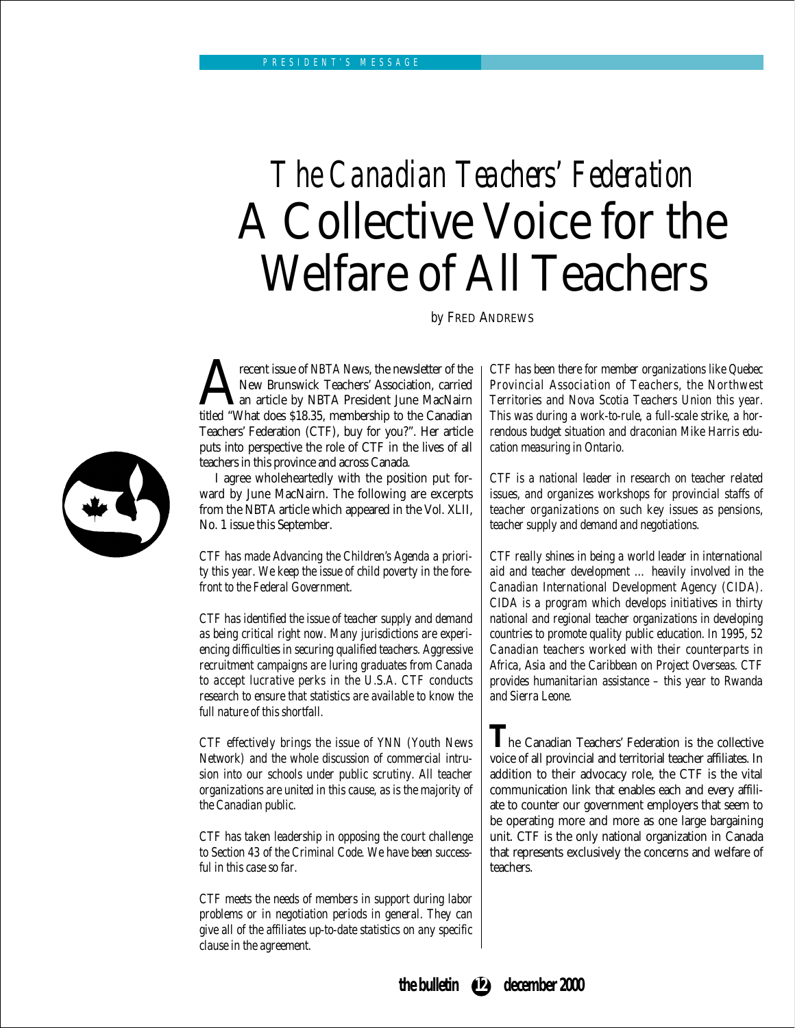# *The Canadian Teachers' Federation* A Collective Voice for the Welfare of All Teachers

by FRED ANDREWS

A recent issue of *NBTA News*, the newsletter of the New Brunswick Teachers' Association, carried an article by NBTA President June MacNairn titled "What does $18.35, membership to the Canadian Teachers' Federation (CTF), buy for you?". Her article puts into perspective the role of CTF in the lives of all teachers in this province and across Canada.

I agree wholeheartedly with the position put forward by June MacNairn. The following are excerpts from the NBTA article which appeared in the Vol. XLII, No. 1 issue this September.

*CTF has made Advancing the Children's Agenda a priority this year. We keep the issue of child poverty in the forefront to the Federal Government.*

*CTF has identified the issue of teacher supply and demand as being critical right now. Many jurisdictions are experiencing difficulties in securing qualified teachers. Aggressive recruitment campaigns are luring graduates from Canada to accept lucrative perks in the U.S.A. CTF conducts research to ensure that statistics are available to know the full nature of this shortfall.*

*CTF effectively brings the issue of YNN (Youth News Network) and the whole discussion of commercial intrusion into our schools under public scrutiny. All teacher organizations are united in this cause, as is the majority of the Canadian public.*

*CTF has taken leadership in opposing the court challenge to Section 43 of the Criminal Code. We have been successful in this case so far.*

*CTF meets the needs of members in support during labor problems or in negotiation periods in general. They can give all of the affiliates up-to-date statistics on any specific clause in the agreement.*

*CTF has been there for member organizations like Quebec Provincial Association of Teachers, the Northwest Territories and Nova Scotia Teachers Union this year. This was during a work-to-rule, a full-scale strike, a horrendous budget situation and draconian Mike Harris education measuring in Ontario.*

*CTF is a national leader in research on teacher related issues, and organizes workshops for provincial staffs of teacher organizations on such key issues as pensions, teacher supply and demand and negotiations.*

*CTF really shines in being a world leader in international aid and teacher development … heavily involved in the Canadian International Development Agency (CIDA). CIDA is a program which develops initiatives in thirty national and regional teacher organizations in developing countries to promote quality public education. In 1995, 52 Canadian teachers worked with their counterparts in Africa, Asia and the Caribbean on Project Overseas. CTF provides humanitarian assistance – this year to Rwanda and Sierra Leone.*

The Canadian Teachers' Federation is the collective voice of all provincial and territorial teacher affiliates. In addition to their advocacy role, the CTF is the vital communication link that enables each and every affiliate to counter our government employers that seem to be operating more and more as one large bargaining unit. CTF is the only national organization in Canada that represents exclusively the concerns and welfare of teachers.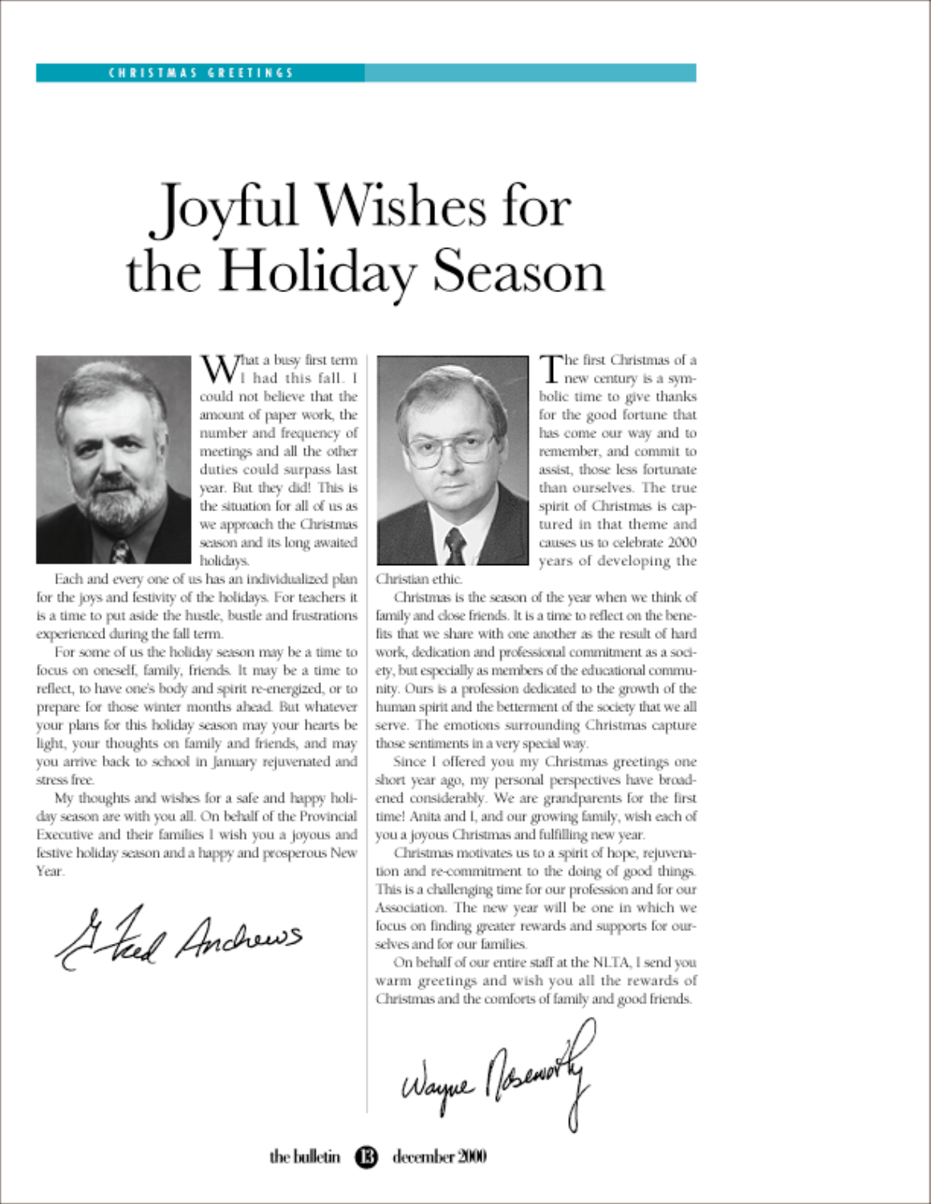# Joyful Wishes for the Holiday Season

What a busy first term I had this fall. I could not believe that the amount of paper work, the number and frequency of meetings and all the other duties could surpass last year. But they did! This is the situation for all of us as we approach the Christmas season and its long awaited holidays.

Each and every one of us has an individualized plan for the joys and festivity of the holidays. For teachers it is a time to put aside the hustle, bustle and frustrations experienced during the fall term.

For some of us the holiday season may be a time to focus on oneself, family, friends. It may be a time to reflect, to have one's body and spirit re-energized, or to prepare for those winter months ahead. But whatever your plans for this holiday season may your hearts be light, your thoughts on family and friends, and may you arrive back to school in January rejuvenated and stress free.

My thoughts and wishes for a safe and happy holiday season are with you all. On behalf of the Provincial Executive and their families I wish you a joyous and festive holiday season and a happy and prosperous New Year.

*G. Fred Andrews*

The first Christmas of a new century is a symbolic time to give thanks for the good fortune that has come our way and to remember, and commit to assist, those less fortunate than ourselves. The true spirit of Christmas is captured in that theme and causes us to celebrate 2000 years of developing the Christian ethic.

Christmas is the season of the year when we think of family and close friends. It is a time to reflect on the benefits that we share with one another as the result of hard work, dedication and professional commitment as a society, but especially as members of the educational community. Ours is a profession dedicated to the growth of the human spirit and the betterment of the society that we all serve. The emotions surrounding Christmas capture those sentiments in a very special way.

Since I offered you my Christmas greetings one short year ago, my personal perspectives have broadened considerably. We are grandparents for the first time! Anita and I, and our growing family, wish each of you a joyous Christmas and fulfilling new year.

Christmas motivates us to a spirit of hope, rejuvenation and re-commitment to the doing of good things. This is a challenging time for our profession and for our Association. The new year will be one in which we focus on finding greater rewards and supports for ourselves and for our families.

On behalf of our entire staff at the NLTA, I send you warm greetings and wish you all the rewards of Christmas and the comforts of family and good friends.

*Wayne Noseworthy*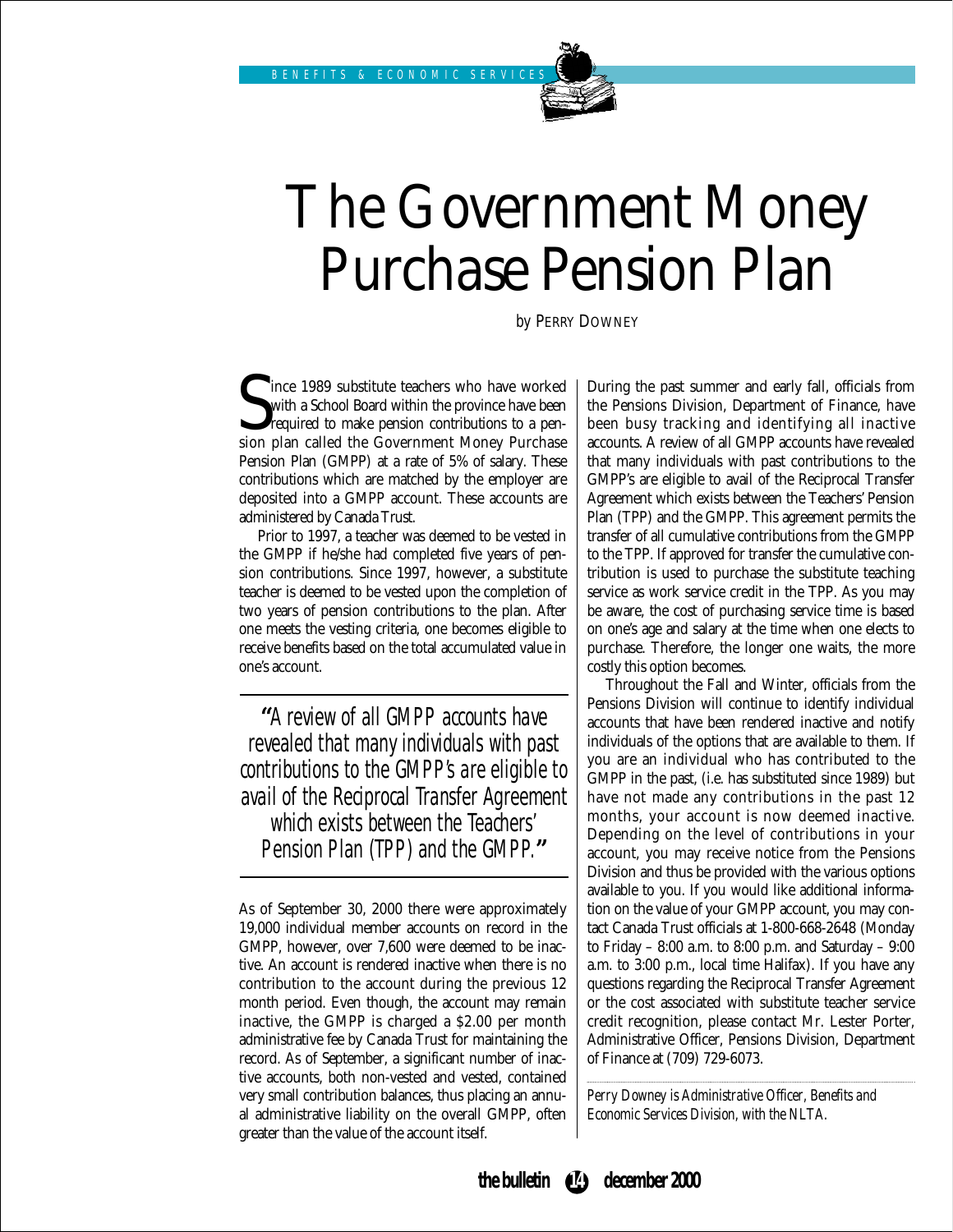# The Government Money Purchase Pension Plan

by PERRY DOWNEY

Since 1989 substitute teachers who have worked with a School Board within the province have been required to make pension contributions to a pension plan called the Government Money Purchase Pension Plan (GMPP) at a rate of 5% of salary. These contributions which are matched by the employer are deposited into a GMPP account. These accounts are administered by Canada Trust.

Prior to 1997, a teacher was deemed to be vested in the GMPP if he/she had completed five years of pension contributions. Since 1997, however, a substitute teacher is deemed to be vested upon the completion of two years of pension contributions to the plan. After one meets the vesting criteria, one becomes eligible to receive benefits based on the total accumulated value in one's account.

> *"A review of all GMPP accounts have revealed that many individuals with past contributions to the GMPP's are eligible to avail of the Reciprocal Transfer Agreement which exists between the Teachers' Pension Plan (TPP) and the GMPP."*

As of September 30, 2000 there were approximately 19,000 individual member accounts on record in the GMPP, however, over 7,600 were deemed to be inactive. An account is rendered inactive when there is no contribution to the account during the previous 12 month period. Even though, the account may remain inactive, the GMPP is charged a $2.00 per month administrative fee by Canada Trust for maintaining the record. As of September, a significant number of inactive accounts, both non-vested and vested, contained very small contribution balances, thus placing an annual administrative liability on the overall GMPP, often greater than the value of the account itself.

During the past summer and early fall, officials from the Pensions Division, Department of Finance, have been busy tracking and identifying all inactive accounts. A review of all GMPP accounts have revealed that many individuals with past contributions to the GMPP's are eligible to avail of the Reciprocal Transfer Agreement which exists between the Teachers' Pension Plan (TPP) and the GMPP. This agreement permits the transfer of all cumulative contributions from the GMPP to the TPP. If approved for transfer the cumulative contribution is used to purchase the substitute teaching service as work service credit in the TPP. As you may be aware, the cost of purchasing service time is based on one's age and salary at the time when one elects to purchase. Therefore, the longer one waits, the more costly this option becomes.

Throughout the Fall and Winter, officials from the Pensions Division will continue to identify individual accounts that have been rendered inactive and notify individuals of the options that are available to them. If you are an individual who has contributed to the GMPP in the past, (i.e. has substituted since 1989) but have not made any contributions in the past 12 months, your account is now deemed inactive. Depending on the level of contributions in your account, you may receive notice from the Pensions Division and thus be provided with the various options available to you. If you would like additional information on the value of your GMPP account, you may contact Canada Trust officials at 1-800-668-2648 (Monday to Friday – 8:00 a.m. to 8:00 p.m. and Saturday – 9:00 a.m. to 3:00 p.m., local time Halifax). If you have any questions regarding the Reciprocal Transfer Agreement or the cost associated with substitute teacher service credit recognition, please contact Mr. Lester Porter, Administrative Officer, Pensions Division, Department of Finance at (709) 729-6073.

*Perry Downey is Administrative Officer, Benefits and Economic Services Division, with the NLTA.*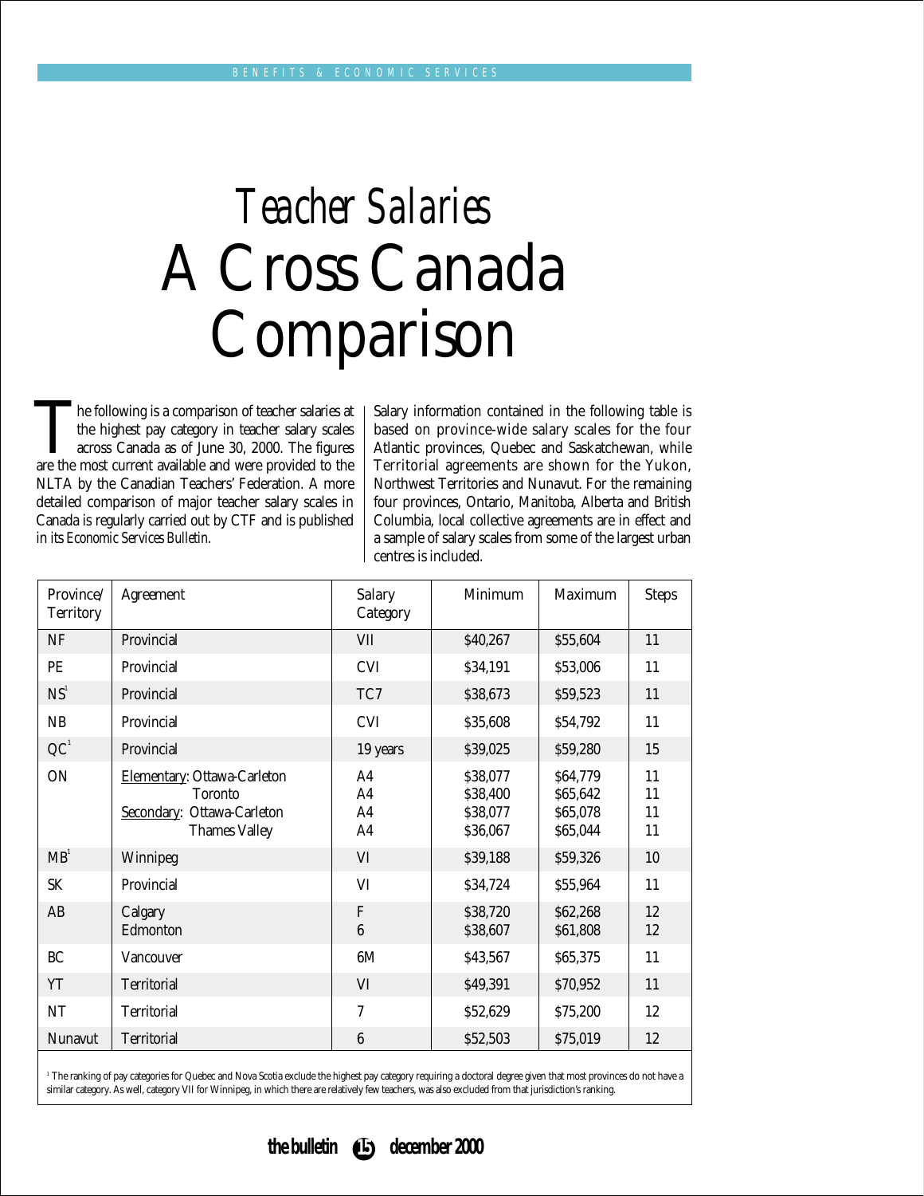# *Teacher Salaries*
# A Cross Canada Comparison

The following is a comparison of teacher salaries at the highest pay category in teacher salary scales across Canada as of June 30, 2000. The figures are the most current available and were provided to the NLTA by the Canadian Teachers' Federation. A more detailed comparison of major teacher salary scales in Canada is regularly carried out by CTF and is published in its *Economic Services Bulletin*.

Salary information contained in the following table is based on province-wide salary scales for the four Atlantic provinces, Quebec and Saskatchewan, while Territorial agreements are shown for the Yukon, Northwest Territories and Nunavut. For the remaining four provinces, Ontario, Manitoba, Alberta and British Columbia, local collective agreements are in effect and a sample of salary scales from some of the largest urban centres is included.

| Province/ Territory | Agreement | Salary Category | Minimum | Maximum | Steps |
|---|---|---|---|---|---|
| NF | Provincial | VII | $40,267 | $55,604 | 11 |
| PE | Provincial | CVI | $34,191 | $53,006 | 11 |
| NS[1] | Provincial | TC7 | $38,673 | $59,523 | 11 |
| NB | Provincial | CVI | $35,608 | $54,792 | 11 |
| QC[1] | Provincial | 19 years | $39,025 | $59,280 | 15 |
| ON | Elementary: Ottawa-Carleton | A4 | $38,077 | $64,779 | 11 |
| | Toronto | A4 | $38,400 | $65,642 | 11 |
| | Secondary: Ottawa-Carleton | A4 | $38,077 | $65,078 | 11 |
| | Thames Valley | A4 | $36,067 | $65,044 | 11 |
| MB[1] | Winnipeg | VI | $39,188 | $59,326 | 10 |
| SK | Provincial | VI | $34,724 | $55,964 | 11 |
| AB | Calgary | F | $38,720 | $62,268 | 12 |
| | Edmonton | 6 | $38,607 | $61,808 | 12 |
| BC | Vancouver | 6M | $43,567 | $65,375 | 11 |
| YT | Territorial | VI | $49,391 | $70,952 | 11 |
| NT | Territorial | 7 | $52,629 | $75,200 | 12 |
| Nunavut | Territorial | 6 | $52,503 | $75,019 | 12 |

[1] The ranking of pay categories for Quebec and Nova Scotia exclude the highest pay category requiring a doctoral degree given that most provinces do not have a similar category. As well, category VII for Winnipeg, in which there are relatively few teachers, was also excluded from that jurisdiction's ranking.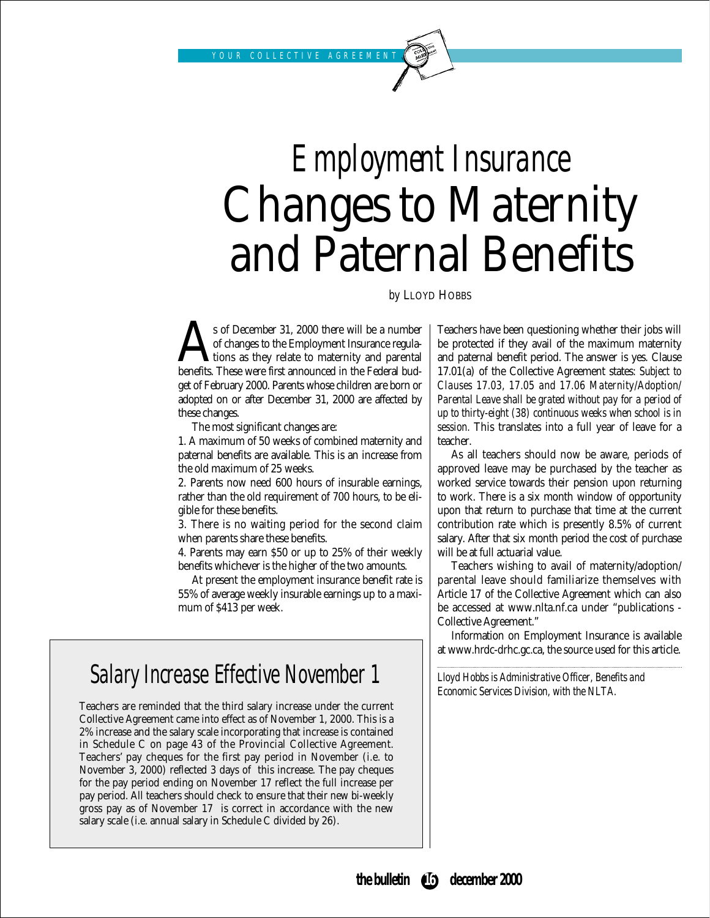# Employment Insurance Changes to Maternity and Paternal Benefits

by LLOYD HOBBS

As of December 31, 2000 there will be a number of changes to the Employment Insurance regulations as they relate to maternity and parental benefits. These were first announced in the Federal budget of February 2000. Parents whose children are born or adopted on or after December 31, 2000 are affected by these changes.

The most significant changes are:

1. A maximum of 50 weeks of combined maternity and paternal benefits are available. This is an increase from the old maximum of 25 weeks.
2. Parents now need 600 hours of insurable earnings, rather than the old requirement of 700 hours, to be eligible for these benefits.
3. There is no waiting period for the second claim when parents share these benefits.
4. Parents may earn $50 or up to 25% of their weekly benefits whichever is the higher of the two amounts.

At present the employment insurance benefit rate is 55% of average weekly insurable earnings up to a maximum of $413 per week.

Teachers have been questioning whether their jobs will be protected if they avail of the maximum maternity and paternal benefit period. The answer is yes. Clause 17.01(a) of the Collective Agreement states: *Subject to Clauses 17.03, 17.05 and 17.06 Maternity/Adoption/Parental Leave shall be grated without pay for a period of up to thirty-eight (38) continuous weeks when school is in session.* This translates into a full year of leave for a teacher.

As all teachers should now be aware, periods of approved leave may be purchased by the teacher as worked service towards their pension upon returning to work. There is a six month window of opportunity upon that return to purchase that time at the current contribution rate which is presently 8.5% of current salary. After that six month period the cost of purchase will be at full actuarial value.

Teachers wishing to avail of maternity/adoption/parental leave should familiarize themselves with Article 17 of the Collective Agreement which can also be accessed at www.nlta.nf.ca under "publications - Collective Agreement."

Information on Employment Insurance is available at www.hrdc-drhc.gc.ca, the source used for this article.

*Lloyd Hobbs is Administrative Officer, Benefits and Economic Services Division, with the NLTA.*

## Salary Increase Effective November 1

Teachers are reminded that the third salary increase under the current Collective Agreement came into effect as of November 1, 2000. This is a 2% increase and the salary scale incorporating that increase is contained in Schedule C on page 43 of the Provincial Collective Agreement. Teachers' pay cheques for the first pay period in November (i.e. to November 3, 2000) reflected 3 days of this increase. The pay cheques for the pay period ending on November 17 reflect the full increase per pay period. All teachers should check to ensure that their new bi-weekly gross pay as of November 17 is correct in accordance with the new salary scale (i.e. annual salary in Schedule C divided by 26).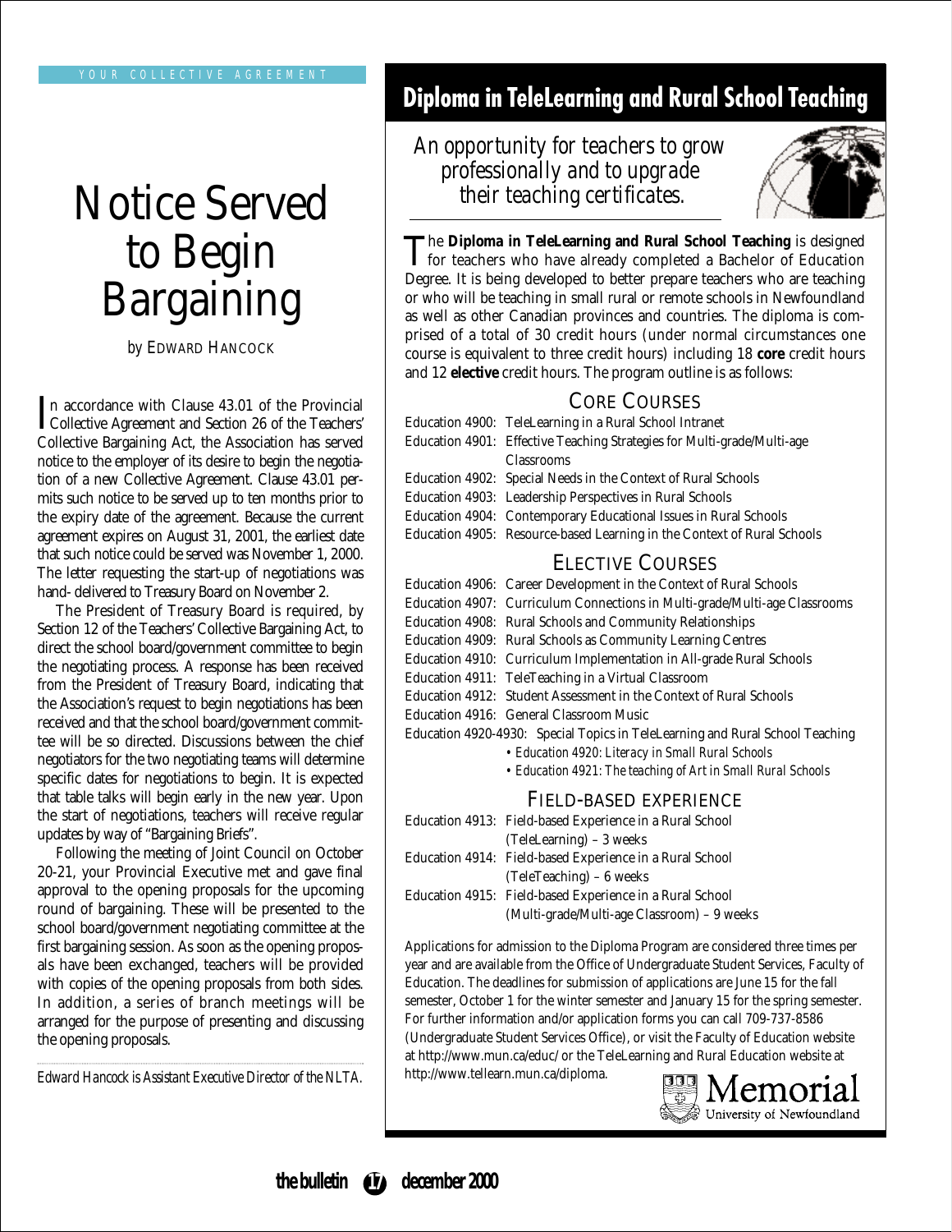YOUR COLLECTIVE AGREEMENT

# Notice Served to Begin Bargaining

by EDWARD HANCOCK

In accordance with Clause 43.01 of the Provincial Collective Agreement and Section 26 of the Teachers' Collective Bargaining Act, the Association has served notice to the employer of its desire to begin the negotiation of a new Collective Agreement. Clause 43.01 permits such notice to be served up to ten months prior to the expiry date of the agreement. Because the current agreement expires on August 31, 2001, the earliest date that such notice could be served was November 1, 2000. The letter requesting the start-up of negotiations was hand- delivered to Treasury Board on November 2.

The President of Treasury Board is required, by Section 12 of the Teachers' Collective Bargaining Act, to direct the school board/government committee to begin the negotiating process. A response has been received from the President of Treasury Board, indicating that the Association's request to begin negotiations has been received and that the school board/government committee will be so directed. Discussions between the chief negotiators for the two negotiating teams will determine specific dates for negotiations to begin. It is expected that table talks will begin early in the new year. Upon the start of negotiations, teachers will receive regular updates by way of "Bargaining Briefs".

Following the meeting of Joint Council on October 20-21, your Provincial Executive met and gave final approval to the opening proposals for the upcoming round of bargaining. These will be presented to the school board/government negotiating committee at the first bargaining session. As soon as the opening proposals have been exchanged, teachers will be provided with copies of the opening proposals from both sides. In addition, a series of branch meetings will be arranged for the purpose of presenting and discussing the opening proposals.

*Edward Hancock is Assistant Executive Director of the NLTA.*

# Diploma in TeleLearning and Rural School Teaching

*An opportunity for teachers to grow professionally and to upgrade their teaching certificates.*

The **Diploma in TeleLearning and Rural School Teaching** is designed for teachers who have already completed a Bachelor of Education Degree. It is being developed to better prepare teachers who are teaching or who will be teaching in small rural or remote schools in Newfoundland as well as other Canadian provinces and countries. The diploma is comprised of a total of 30 credit hours (under normal circumstances one course is equivalent to three credit hours) including 18 **core** credit hours and 12 **elective** credit hours. The program outline is as follows:

## CORE COURSES

- Education 4900: TeleLearning in a Rural School Intranet
- Education 4901: Effective Teaching Strategies for Multi-grade/Multi-age Classrooms
- Education 4902: Special Needs in the Context of Rural Schools
- Education 4903: Leadership Perspectives in Rural Schools
- Education 4904: Contemporary Educational Issues in Rural Schools
- Education 4905: Resource-based Learning in the Context of Rural Schools

## ELECTIVE COURSES

- Education 4906: Career Development in the Context of Rural Schools
- Education 4907: Curriculum Connections in Multi-grade/Multi-age Classrooms
- Education 4908: Rural Schools and Community Relationships
- Education 4909: Rural Schools as Community Learning Centres
- Education 4910: Curriculum Implementation in All-grade Rural Schools
- Education 4911: TeleTeaching in a Virtual Classroom
- Education 4912: Student Assessment in the Context of Rural Schools
- Education 4916: General Classroom Music
- Education 4920-4930: Special Topics in TeleLearning and Rural School Teaching
  - *Education 4920: Literacy in Small Rural Schools*
  - *Education 4921: The teaching of Art in Small Rural Schools*

## FIELD-BASED EXPERIENCE

- Education 4913: Field-based Experience in a Rural School (TeleLearning) – 3 weeks
- Education 4914: Field-based Experience in a Rural School (TeleTeaching) – 6 weeks
- Education 4915: Field-based Experience in a Rural School (Multi-grade/Multi-age Classroom) – 9 weeks

Applications for admission to the Diploma Program are considered three times per year and are available from the Office of Undergraduate Student Services, Faculty of Education. The deadlines for submission of applications are June 15 for the fall semester, October 1 for the winter semester and January 15 for the spring semester. For further information and/or application forms you can call 709-737-8586 (Undergraduate Student Services Office), or visit the Faculty of Education website at http://www.mun.ca/educ/ or the TeleLearning and Rural Education website at http://www.tellearn.mun.ca/diploma.

Memorial University of Newfoundland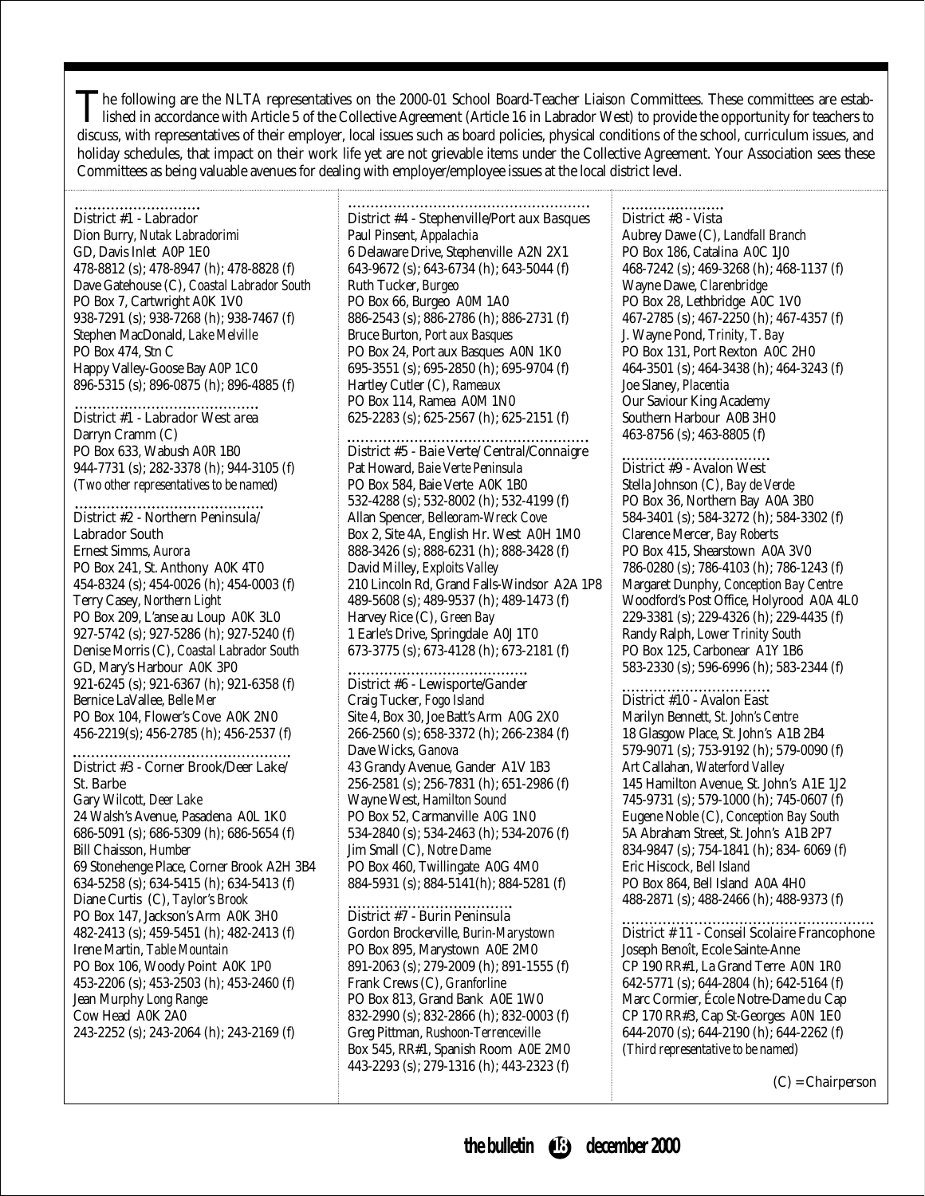The following are the NLTA representatives on the 2000-01 School Board-Teacher Liaison Committees. These committees are established in accordance with Article 5 of the Collective Agreement (Article 16 in Labrador West) to provide the opportunity for teachers to discuss, with representatives of their employer, local issues such as board policies, physical conditions of the school, curriculum issues, and holiday schedules, that impact on their work life yet are not grievable items under the Collective Agreement. Your Association sees these Committees as being valuable avenues for dealing with employer/employee issues at the local district level.

### District #1 - Labrador

Dion Burry, *Nutak Labradorimi*
GD, Davis Inlet A0P 1E0
478-8812 (s); 478-8947 (h); 478-8828 (f)

Dave Gatehouse (C), *Coastal Labrador South*
PO Box 7, Cartwright A0K 1V0
938-7291 (s); 938-7268 (h); 938-7467 (f)

Stephen MacDonald, *Lake Melville*
PO Box 474, Stn C
Happy Valley-Goose Bay A0P 1C0
896-5315 (s); 896-0875 (h); 896-4885 (f)

### District #1 - Labrador West area

Darryn Cramm (C)
PO Box 633, Wabush A0R 1B0
944-7731 (s); 282-3378 (h); 944-3105 (f)
*(Two other representatives to be named)*

### District #2 - Northern Peninsula/ Labrador South

Ernest Simms, *Aurora*
PO Box 241, St. Anthony A0K 4T0
454-8324 (s); 454-0026 (h); 454-0003 (f)

Terry Casey, *Northern Light*
PO Box 209, L'anse au Loup A0K 3L0
927-5742 (s); 927-5286 (h); 927-5240 (f)

Denise Morris (C), *Coastal Labrador South*
GD, Mary's Harbour A0K 3P0
921-6245 (s); 921-6367 (h); 921-6358 (f)

Bernice LaVallee, *Belle Mer*
PO Box 104, Flower's Cove A0K 2N0
456-2219(s); 456-2785 (h); 456-2537 (f)

### District #3 - Corner Brook/Deer Lake/ St. Barbe

Gary Wilcott, *Deer Lake*
24 Walsh's Avenue, Pasadena A0L 1K0
686-5091 (s); 686-5309 (h); 686-5654 (f)

Bill Chaisson, *Humber*
69 Stonehenge Place, Corner Brook A2H 3B4
634-5258 (s); 634-5415 (h); 634-5413 (f)

Diane Curtis (C), *Taylor's Brook*
PO Box 147, Jackson's Arm A0K 3H0
482-2413 (s); 459-5451 (h); 482-2413 (f)

Irene Martin, *Table Mountain*
PO Box 106, Woody Point A0K 1P0
453-2206 (s); 453-2503 (h); 453-2460 (f)

Jean Murphy *Long Range*
Cow Head A0K 2A0
243-2252 (s); 243-2064 (h); 243-2169 (f)

### District #4 - Stephenville/Port aux Basques

Paul Pinsent, *Appalachia*
6 Delaware Drive, Stephenville A2N 2X1
643-9672 (s); 643-6734 (h); 643-5044 (f)

Ruth Tucker, *Burgeo*
PO Box 66, Burgeo A0M 1A0
886-2543 (s); 886-2786 (h); 886-2731 (f)

Bruce Burton, *Port aux Basques*
PO Box 24, Port aux Basques A0N 1K0
695-3551 (s); 695-2850 (h); 695-9704 (f)

Hartley Cutler (C), *Rameaux*
PO Box 114, Ramea A0M 1N0
625-2283 (s); 625-2567 (h); 625-2151 (f)

### District #5 - Baie Verte/Central/Connaigre

Pat Howard, *Baie Verte Peninsula*
PO Box 584, Baie Verte A0K 1B0
532-4288 (s); 532-8002 (h); 532-4199 (f)

Allan Spencer, *Belleoram-Wreck Cove*
Box 2, Site 4A, English Hr. West A0H 1M0
888-3426 (s); 888-6231 (h); 888-3428 (f)

David Milley, *Exploits Valley*
210 Lincoln Rd, Grand Falls-Windsor A2A 1P8
489-5608 (s); 489-9537 (h); 489-1473 (f)

Harvey Rice (C), *Green Bay*
1 Earle's Drive, Springdale A0J 1T0
673-3775 (s); 673-4128 (h); 673-2181 (f)

### District #6 - Lewisporte/Gander

Craig Tucker, *Fogo Island*
Site 4, Box 30, Joe Batt's Arm A0G 2X0
266-2560 (s); 658-3372 (h); 266-2384 (f)

Dave Wicks, *Ganova*
43 Grandy Avenue, Gander A1V 1B3
256-2581 (s); 256-7831 (h); 651-2986 (f)

Wayne West, *Hamilton Sound*
PO Box 52, Carmanville A0G 1N0
534-2840 (s); 534-2463 (h); 534-2076 (f)

Jim Small (C), *Notre Dame*
PO Box 460, Twillingate A0G 4M0
884-5931 (s); 884-5141(h); 884-5281 (f)

### District #7 - Burin Peninsula

Gordon Brockerville, *Burin-Marystown*
PO Box 895, Marystown A0E 2M0
891-2063 (s); 279-2009 (h); 891-1555 (f)

Frank Crews (C), *Granforline*
PO Box 813, Grand Bank A0E 1W0
832-2990 (s); 832-2866 (h); 832-0003 (f)

Greg Pittman, *Rushoon-Terrenceville*
Box 545, RR#1, Spanish Room A0E 2M0
443-2293 (s); 279-1316 (h); 443-2323 (f)

### District #8 - Vista

Aubrey Dawe (C), *Landfall Branch*
PO Box 186, Catalina A0C 1J0
468-7242 (s); 469-3268 (h); 468-1137 (f)

Wayne Dawe, *Clarenbridge*
PO Box 28, Lethbridge A0C 1V0
467-2785 (s); 467-2250 (h); 467-4357 (f)

J. Wayne Pond, *Trinity, T. Bay*
PO Box 131, Port Rexton A0C 2H0
464-3501 (s); 464-3438 (h); 464-3243 (f)

Joe Slaney, *Placentia*
Our Saviour King Academy
Southern Harbour A0B 3H0
463-8756 (s); 463-8805 (f)

### District #9 - Avalon West

Stella Johnson (C), *Bay de Verde*
PO Box 36, Northern Bay A0A 3B0
584-3401 (s); 584-3272 (h); 584-3302 (f)

Clarence Mercer, *Bay Roberts*
PO Box 415, Shearstown A0A 3V0
786-0280 (s); 786-4103 (h); 786-1243 (f)

Margaret Dunphy, *Conception Bay Centre*
Woodford's Post Office, Holyrood A0A 4L0
229-3381 (s); 229-4326 (h); 229-4435 (f)

Randy Ralph, *Lower Trinity South*
PO Box 125, Carbonear A1Y 1B6
583-2330 (s); 596-6996 (h); 583-2344 (f)

### District #10 - Avalon East

Marilyn Bennett, *St. John's Centre*
18 Glasgow Place, St. John's A1B 2B4
579-9071 (s); 753-9192 (h); 579-0090 (f)

Art Callahan, *Waterford Valley*
145 Hamilton Avenue, St. John's A1E 1J2
745-9731 (s); 579-1000 (h); 745-0607 (f)

Eugene Noble (C), *Conception Bay South*
5A Abraham Street, St. John's A1B 2P7
834-9847 (s); 754-1841 (h); 834- 6069 (f)

Eric Hiscock, *Bell Island*
PO Box 864, Bell Island A0A 4H0
488-2871 (s); 488-2466 (h); 488-9373 (f)

### District # 11 - Conseil Scolaire Francophone

Joseph Benoît, Ecole Sainte-Anne
CP 190 RR#1, La Grand Terre A0N 1R0
642-5771 (s); 644-2804 (h); 642-5164 (f)

Marc Cormier, École Notre-Dame du Cap
CP 170 RR#3, Cap St-Georges A0N 1E0
644-2070 (s); 644-2190 (h); 644-2262 (f)
*(Third representative to be named)*

(C) = Chairperson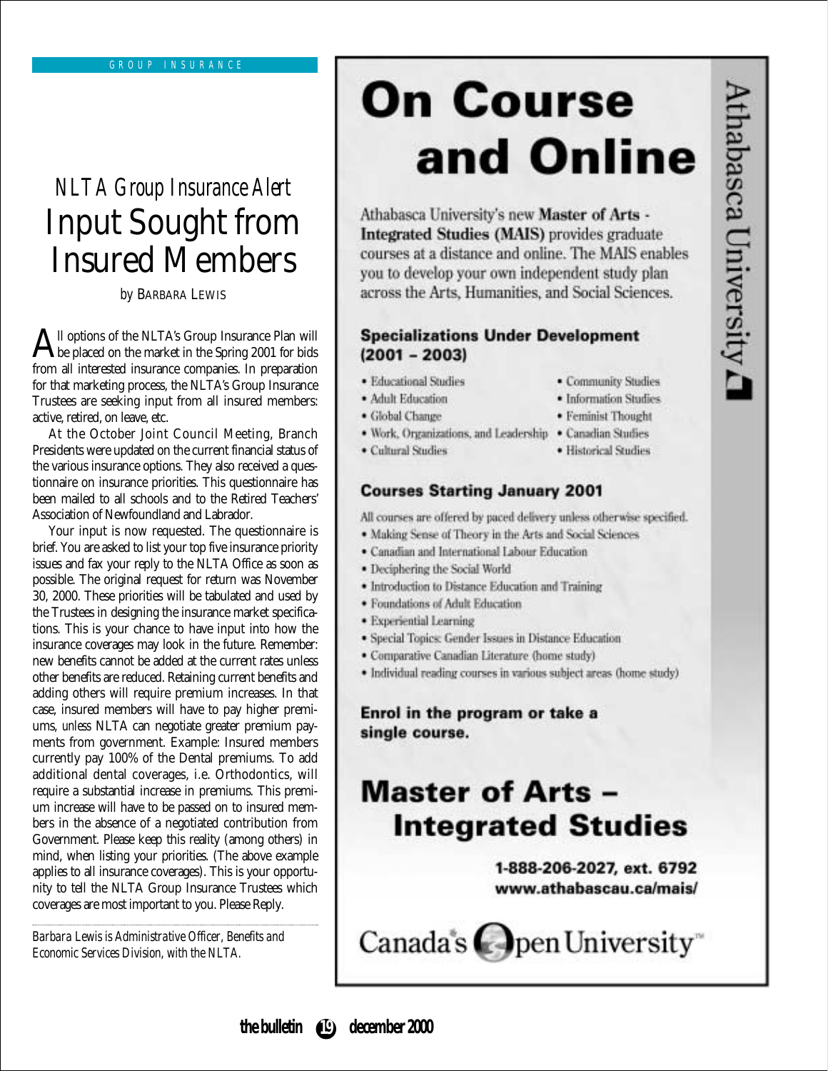GROUP INSURANCE

## *NLTA Group Insurance Alert*

# Input Sought from Insured Members

*by* BARBARA LEWIS

All options of the NLTA's Group Insurance Plan will be placed on the market in the Spring 2001 for bids from all interested insurance companies. In preparation for that marketing process, the NLTA's Group Insurance Trustees are seeking input from all insured members: active, retired, on leave, etc.

At the October Joint Council Meeting, Branch Presidents were updated on the current financial status of the various insurance options. They also received a questionnaire on insurance priorities. This questionnaire has been mailed to all schools and to the Retired Teachers' Association of Newfoundland and Labrador.

Your input is now requested. The questionnaire is brief. You are asked to list your top five insurance priority issues and fax your reply to the NLTA Office as soon as possible. The original request for return was November 30, 2000. These priorities will be tabulated and used by the Trustees in designing the insurance market specifications. This is your chance to have input into how the insurance coverages may look in the future. Remember: new benefits cannot be added at the current rates unless other benefits are reduced. Retaining current benefits and adding others will require premium increases. In that case, insured members will have to pay higher premiums, *unless* NLTA can negotiate greater premium payments from government. Example: Insured members currently pay 100% of the Dental premiums. To add additional dental coverages, i.e. Orthodontics, will require a substantial increase in premiums. This premium increase will have to be passed on to insured members in the absence of a negotiated contribution from Government. Please keep this reality (among others) in mind, when listing your priorities. (The above example applies to all insurance coverages). This is your opportunity to tell the NLTA Group Insurance Trustees which coverages are most important to you. Please Reply.

---

*Barbara Lewis is Administrative Officer, Benefits and Economic Services Division, with the NLTA.*

---

# On Course and Online

Athabasca University

Athabasca University's new **Master of Arts - Integrated Studies (MAIS)** provides graduate courses at a distance and online. The MAIS enables you to develop your own independent study plan across the Arts, Humanities, and Social Sciences.

### Specializations Under Development (2001 – 2003)

- Educational Studies
- Adult Education
- Global Change
- Work, Organizations, and Leadership
- Cultural Studies
- Community Studies
- Information Studies
- Feminist Thought
- Canadian Studies
- Historical Studies

### Courses Starting January 2001

All courses are offered by paced delivery unless otherwise specified.

- Making Sense of Theory in the Arts and Social Sciences
- Canadian and International Labour Education
- Deciphering the Social World
- Introduction to Distance Education and Training
- Foundations of Adult Education
- Experiential Learning
- Special Topics: Gender Issues in Distance Education
- Comparative Canadian Literature (home study)
- Individual reading courses in various subject areas (home study)

**Enrol in the program or take a single course.**

## Master of Arts – Integrated Studies

**1-888-206-2027, ext. 6792**
**www.athabascau.ca/mais/**

Canada's Open University™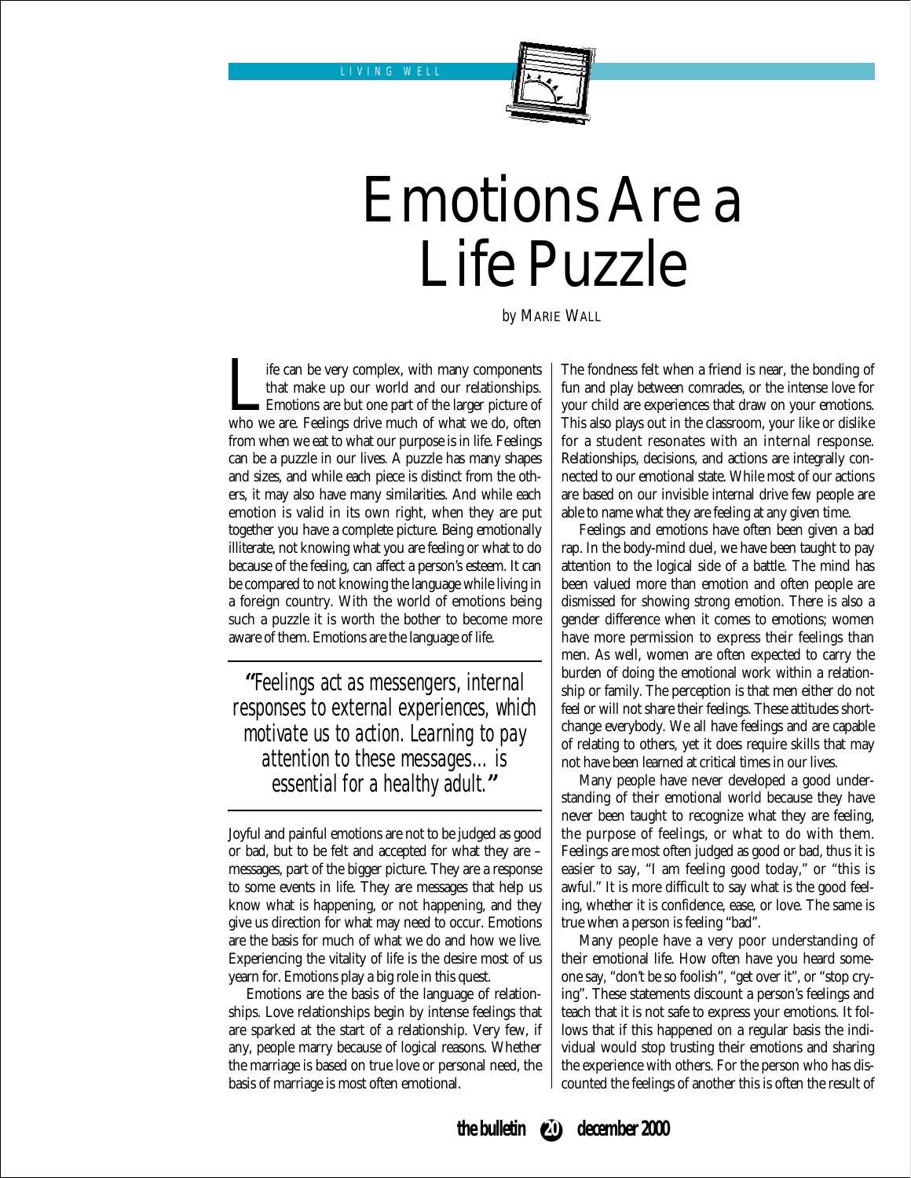# Emotions Are a Life Puzzle

by MARIE WALL

Life can be very complex, with many components that make up our world and our relationships. Emotions are but one part of the larger picture of who we are. Feelings drive much of what we do, often from when we eat to what our purpose is in life. Feelings can be a puzzle in our lives. A puzzle has many shapes and sizes, and while each piece is distinct from the others, it may also have many similarities. And while each emotion is valid in its own right, when they are put together you have a complete picture. Being emotionally illiterate, not knowing what you are feeling or what to do because of the feeling, can affect a person's esteem. It can be compared to not knowing the language while living in a foreign country. With the world of emotions being such a puzzle it is worth the bother to become more aware of them. Emotions are the language of life.

> *"Feelings act as messengers, internal responses to external experiences, which motivate us to action. Learning to pay attention to these messages… is essential for a healthy adult."*

Joyful and painful emotions are not to be judged as good or bad, but to be felt and accepted for what they are – messages, part of the bigger picture. They are a response to some events in life. They are messages that help us know what is happening, or not happening, and they give us direction for what may need to occur. Emotions are the basis for much of what we do and how we live. Experiencing the vitality of life is the desire most of us yearn for. Emotions play a big role in this quest.

Emotions are the basis of the language of relationships. Love relationships begin by intense feelings that are sparked at the start of a relationship. Very few, if any, people marry because of logical reasons. Whether the marriage is based on true love or personal need, the basis of marriage is most often emotional.

The fondness felt when a friend is near, the bonding of fun and play between comrades, or the intense love for your child are experiences that draw on your emotions. This also plays out in the classroom, your like or dislike for a student resonates with an internal response. Relationships, decisions, and actions are integrally connected to our emotional state. While most of our actions are based on our invisible internal drive few people are able to name what they are feeling at any given time.

Feelings and emotions have often been given a bad rap. In the body-mind duel, we have been taught to pay attention to the logical side of a battle. The mind has been valued more than emotion and often people are dismissed for showing strong emotion. There is also a gender difference when it comes to emotions; women have more permission to express their feelings than men. As well, women are often expected to carry the burden of doing the emotional work within a relationship or family. The perception is that men either do not feel or will not share their feelings. These attitudes short-change everybody. We all have feelings and are capable of relating to others, yet it does require skills that may not have been learned at critical times in our lives.

Many people have never developed a good understanding of their emotional world because they have never been taught to recognize what they are feeling, the purpose of feelings, or what to do with them. Feelings are most often judged as good or bad, thus it is easier to say, "I am feeling good today," or "this is awful." It is more difficult to say what is the good feeling, whether it is confidence, ease, or love. The same is true when a person is feeling "bad".

Many people have a very poor understanding of their emotional life. How often have you heard someone say, "don't be so foolish", "get over it", or "stop crying". These statements discount a person's feelings and teach that it is not safe to express your emotions. It follows that if this happened on a regular basis the individual would stop trusting their emotions and sharing the experience with others. For the person who has discounted the feelings of another this is often the result of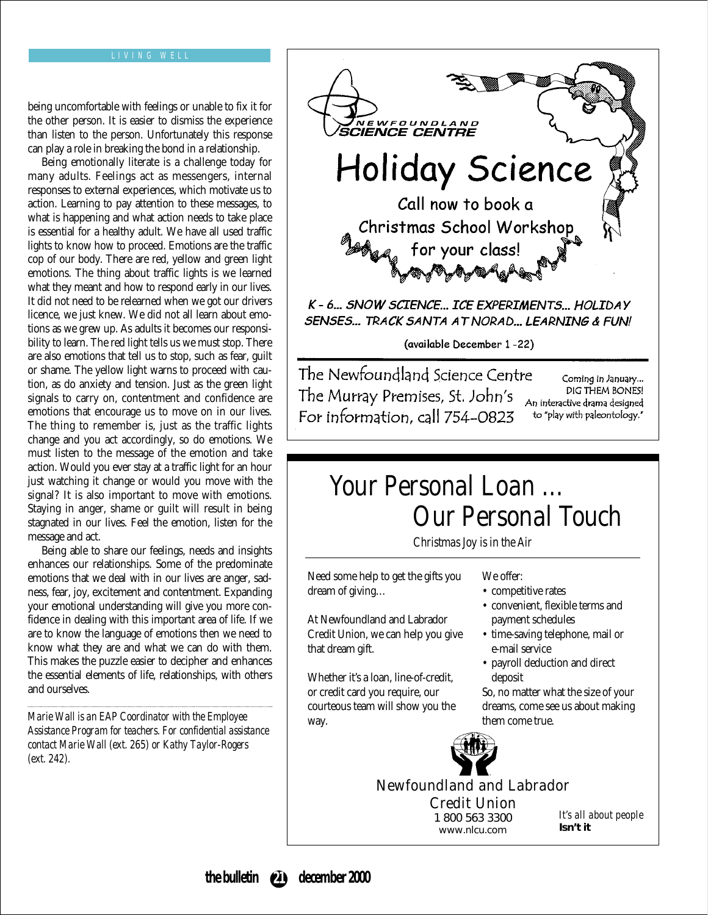LIVING WELL

being uncomfortable with feelings or unable to fix it for the other person. It is easier to dismiss the experience than listen to the person. Unfortunately this response can play a role in breaking the bond in a relationship.

Being emotionally literate is a challenge today for many adults. Feelings act as messengers, internal responses to external experiences, which motivate us to action. Learning to pay attention to these messages, to what is happening and what action needs to take place is essential for a healthy adult. We have all used traffic lights to know how to proceed. Emotions are the traffic cop of our body. There are red, yellow and green light emotions. The thing about traffic lights is we learned what they meant and how to respond early in our lives. It did not need to be relearned when we got our drivers licence, we just knew. We did not all learn about emotions as we grew up. As adults it becomes our responsibility to learn. The red light tells us we must stop. There are also emotions that tell us to stop, such as fear, guilt or shame. The yellow light warns to proceed with caution, as do anxiety and tension. Just as the green light signals to carry on, contentment and confidence are emotions that encourage us to move on in our lives. The thing to remember is, just as the traffic lights change and you act accordingly, so do emotions. We must listen to the message of the emotion and take action. Would you ever stay at a traffic light for an hour just watching it change or would you move with the signal? It is also important to move with emotions. Staying in anger, shame or guilt will result in being stagnated in our lives. Feel the emotion, listen for the message and act.

Being able to share our feelings, needs and insights enhances our relationships. Some of the predominate emotions that we deal with in our lives are anger, sadness, fear, joy, excitement and contentment. Expanding your emotional understanding will give you more confidence in dealing with this important area of life. If we are to know the language of emotions then we need to know what they are and what we can do with them. This makes the puzzle easier to decipher and enhances the essential elements of life, relationships, with others and ourselves.

*Marie Wall is an EAP Coordinator with the Employee Assistance Program for teachers. For confidential assistance contact Marie Wall (ext. 265) or Kathy Taylor-Rogers (ext. 242).*

---

NEWFOUNDLAND SCIENCE CENTRE

# Holiday Science

Call now to book a Christmas School Workshop for your class!

*K - 6... SNOW SCIENCE... ICE EXPERIMENTS... HOLIDAY SENSES... TRACK SANTA AT NORAD... LEARNING & FUN!*

(available December 1 -22)

The Newfoundland Science Centre
The Murray Premises, St. John's
For information, call 754-0823

Coming in January...
DIG THEM BONES!
An interactive drama designed to "play with paleontology."

---

# Your Personal Loan ... Our Personal Touch

*Christmas Joy is in the Air*

Need some help to get the gifts you dream of giving...

At Newfoundland and Labrador Credit Union, we can help you give that dream gift.

Whether it's a loan, line-of-credit, or credit card you require, our courteous team will show you the way.

We offer:

- competitive rates
- convenient, flexible terms and payment schedules
- time-saving telephone, mail or e-mail service
- payroll deduction and direct deposit

So, no matter what the size of your dreams, come see us about making them come true.

Newfoundland and Labrador Credit Union
1 800 563 3300
www.nlcu.com

*It's all about people* **Isn't it**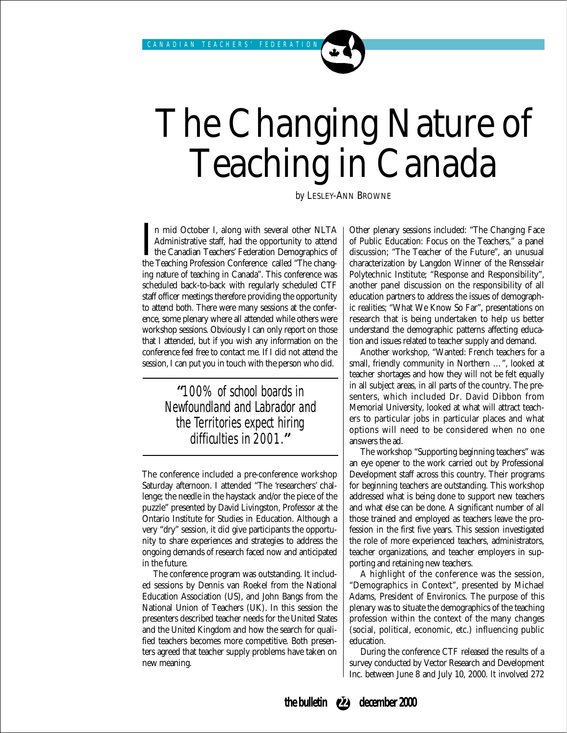# The Changing Nature of Teaching in Canada

*by* LESLEY-ANN BROWNE

In mid October I, along with several other NLTA Administrative staff, had the opportunity to attend the Canadian Teachers' Federation Demographics of the Teaching Profession Conference called "The changing nature of teaching in Canada". This conference was scheduled back-to-back with regularly scheduled CTF staff officer meetings therefore providing the opportunity to attend both. There were many sessions at the conference, some plenary where all attended while others were workshop sessions. Obviously I can only report on those that I attended, but if you wish any information on the conference feel free to contact me. If I did not attend the session, I can put you in touch with the person who did.

> *"100% of school boards in Newfoundland and Labrador and the Territories expect hiring difficulties in 2001."*

The conference included a pre-conference workshop Saturday afternoon. I attended "The 'researchers' challenge; the needle in the haystack and/or the piece of the puzzle" presented by David Livingston, Professor at the Ontario Institute for Studies in Education. Although a very "dry" session, it did give participants the opportunity to share experiences and strategies to address the ongoing demands of research faced now and anticipated in the future.

The conference program was outstanding. It included sessions by Dennis van Roekel from the National Education Association (US), and John Bangs from the National Union of Teachers (UK). In this session the presenters described teacher needs for the United States and the United Kingdom and how the search for qualified teachers becomes more competitive. Both presenters agreed that teacher supply problems have taken on new meaning.

Other plenary sessions included: "The Changing Face of Public Education: Focus on the Teachers," a panel discussion; "The Teacher of the Future", an unusual characterization by Langdon Winner of the Rensselair Polytechnic Institute; "Response and Responsibility", another panel discussion on the responsibility of all education partners to address the issues of demographic realities; "What We Know So Far", presentations on research that is being undertaken to help us better understand the demographic patterns affecting education and issues related to teacher supply and demand.

Another workshop, "Wanted: French teachers for a small, friendly community in Northern …", looked at teacher shortages and how they will not be felt equally in all subject areas, in all parts of the country. The presenters, which included Dr. David Dibbon from Memorial University, looked at what will attract teachers to particular jobs in particular places and what options will need to be considered when no one answers the ad.

The workshop "Supporting beginning teachers" was an eye opener to the work carried out by Professional Development staff across this country. Their programs for beginning teachers are outstanding. This workshop addressed what is being done to support new teachers and what else can be done. A significant number of all those trained and employed as teachers leave the profession in the first five years. This session investigated the role of more experienced teachers, administrators, teacher organizations, and teacher employers in supporting and retaining new teachers.

A highlight of the conference was the session, "Demographics in Context", presented by Michael Adams, President of Environics. The purpose of this plenary was to situate the demographics of the teaching profession within the context of the many changes (social, political, economic, etc.) influencing public education.

During the conference CTF released the results of a survey conducted by Vector Research and Development Inc. between June 8 and July 10, 2000. It involved 272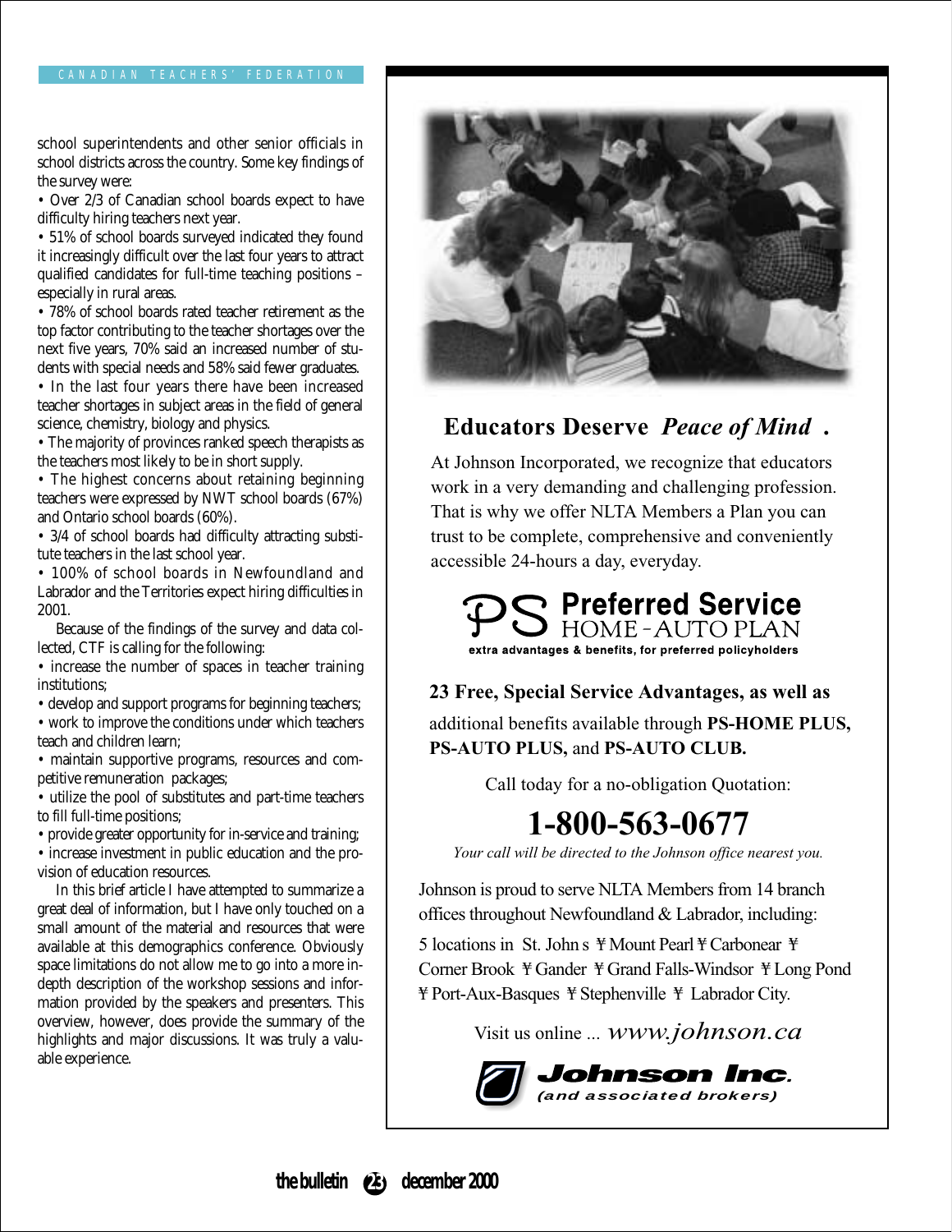school superintendents and other senior officials in school districts across the country. Some key findings of the survey were:

- Over 2/3 of Canadian school boards expect to have difficulty hiring teachers next year.
- 51% of school boards surveyed indicated they found it increasingly difficult over the last four years to attract qualified candidates for full-time teaching positions – especially in rural areas.
- 78% of school boards rated teacher retirement as the top factor contributing to the teacher shortages over the next five years, 70% said an increased number of students with special needs and 58% said fewer graduates.
- In the last four years there have been increased teacher shortages in subject areas in the field of general science, chemistry, biology and physics.
- The majority of provinces ranked speech therapists as the teachers most likely to be in short supply.
- The highest concerns about retaining beginning teachers were expressed by NWT school boards (67%) and Ontario school boards (60%).
- 3/4 of school boards had difficulty attracting substitute teachers in the last school year.
- 100% of school boards in Newfoundland and Labrador and the Territories expect hiring difficulties in 2001.

Because of the findings of the survey and data collected, CTF is calling for the following:

- increase the number of spaces in teacher training institutions;
- develop and support programs for beginning teachers;
- work to improve the conditions under which teachers teach and children learn;
- maintain supportive programs, resources and competitive remuneration packages;
- utilize the pool of substitutes and part-time teachers to fill full-time positions;
- provide greater opportunity for in-service and training;
- increase investment in public education and the provision of education resources.

In this brief article I have attempted to summarize a great deal of information, but I have only touched on a small amount of the material and resources that were available at this demographics conference. Obviously space limitations do not allow me to go into a more in-depth description of the workshop sessions and information provided by the speakers and presenters. This overview, however, does provide the summary of the highlights and major discussions. It was truly a valuable experience.

## Educators Deserve *Peace of Mind*.

At Johnson Incorporated, we recognize that educators work in a very demanding and challenging profession. That is why we offer NLTA Members a Plan you can trust to be complete, comprehensive and conveniently accessible 24-hours a day, everyday.

**PS Preferred Service** HOME - AUTO PLAN
extra advantages & benefits, for preferred policyholders

**23 Free, Special Service Advantages, as well as** additional benefits available through **PS-HOME PLUS, PS-AUTO PLUS,** and **PS-AUTO CLUB.**

Call today for a no-obligation Quotation:

**1-800-563-0677**

*Your call will be directed to the Johnson office nearest you.*

Johnson is proud to serve NLTA Members from 14 branch offices throughout Newfoundland & Labrador, including:

5 locations in St. John's • Mount Pearl • Carbonear • Corner Brook • Gander • Grand Falls-Windsor • Long Pond • Port-Aux-Basques • Stephenville • Labrador City.

Visit us online ... *www.johnson.ca*

**Johnson Inc.** *(and associated brokers)*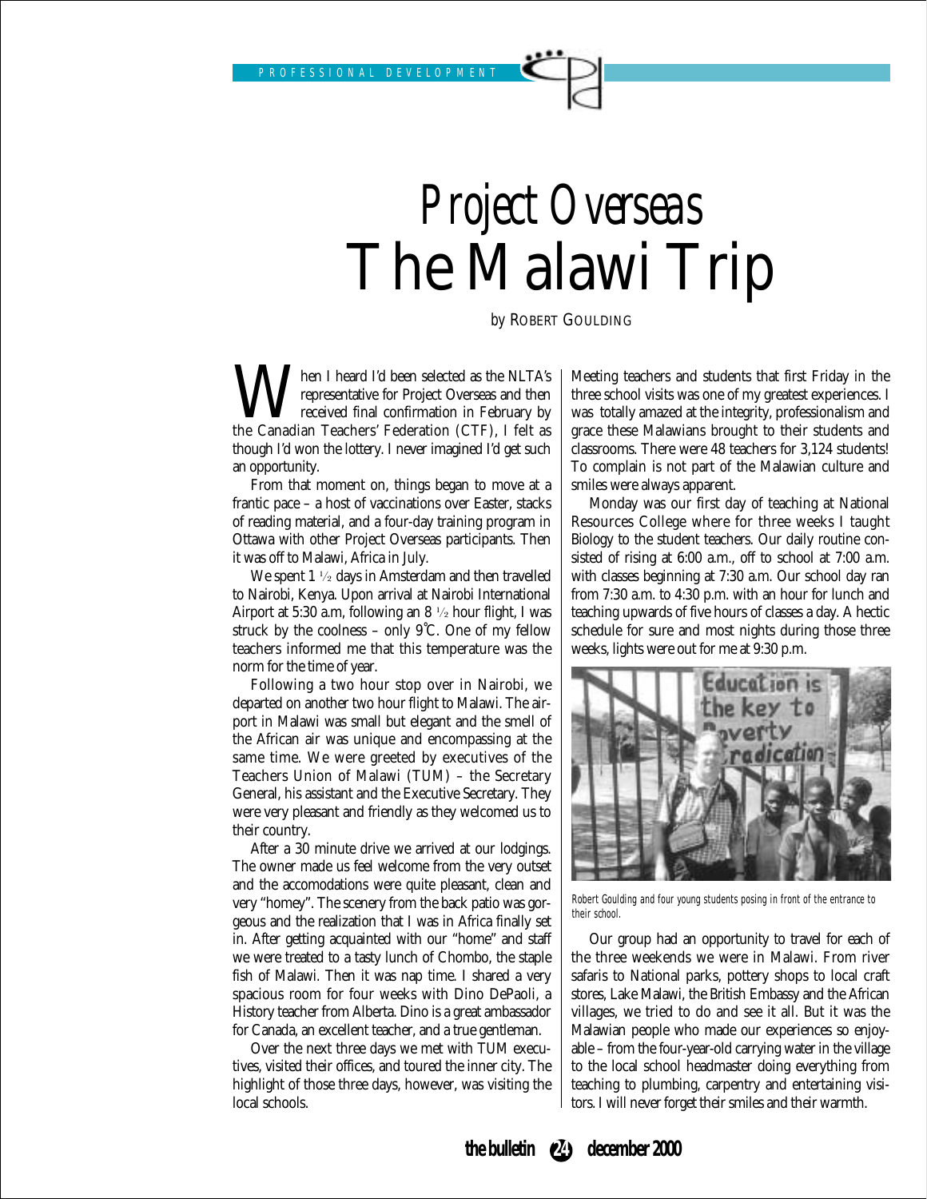# *Project Overseas*
# The Malawi Trip

by ROBERT GOULDING

When I heard I'd been selected as the NLTA's representative for Project Overseas and then received final confirmation in February by the Canadian Teachers' Federation (CTF), I felt as though I'd won the lottery. I never imagined I'd get such an opportunity.

From that moment on, things began to move at a frantic pace – a host of vaccinations over Easter, stacks of reading material, and a four-day training program in Ottawa with other Project Overseas participants. Then it was off to Malawi, Africa in July.

We spent 1 ½ days in Amsterdam and then travelled to Nairobi, Kenya. Upon arrival at Nairobi International Airport at 5:30 a.m, following an 8 ½ hour flight, I was struck by the coolness – only 9°C. One of my fellow teachers informed me that this temperature was the norm for the time of year.

Following a two hour stop over in Nairobi, we departed on another two hour flight to Malawi. The airport in Malawi was small but elegant and the smell of the African air was unique and encompassing at the same time. We were greeted by executives of the Teachers Union of Malawi (TUM) – the Secretary General, his assistant and the Executive Secretary. They were very pleasant and friendly as they welcomed us to their country.

After a 30 minute drive we arrived at our lodgings. The owner made us feel welcome from the very outset and the accomodations were quite pleasant, clean and very "homey". The scenery from the back patio was gorgeous and the realization that I was in Africa finally set in. After getting acquainted with our "home" and staff we were treated to a tasty lunch of Chombo, the staple fish of Malawi. Then it was nap time. I shared a very spacious room for four weeks with Dino DePaoli, a History teacher from Alberta. Dino is a great ambassador for Canada, an excellent teacher, and a true gentleman.

Over the next three days we met with TUM executives, visited their offices, and toured the inner city. The highlight of those three days, however, was visiting the local schools.

Meeting teachers and students that first Friday in the three school visits was one of my greatest experiences. I was totally amazed at the integrity, professionalism and grace these Malawians brought to their students and classrooms. There were 48 teachers for 3,124 students! To complain is not part of the Malawian culture and smiles were always apparent.

Monday was our first day of teaching at National Resources College where for three weeks I taught Biology to the student teachers. Our daily routine consisted of rising at 6:00 a.m., off to school at 7:00 a.m. with classes beginning at 7:30 a.m. Our school day ran from 7:30 a.m. to 4:30 p.m. with an hour for lunch and teaching upwards of five hours of classes a day. A hectic schedule for sure and most nights during those three weeks, lights were out for me at 9:30 p.m.

*Robert Goulding and four young students posing in front of the entrance to their school.*

Our group had an opportunity to travel for each of the three weekends we were in Malawi. From river safaris to National parks, pottery shops to local craft stores, Lake Malawi, the British Embassy and the African villages, we tried to do and see it all. But it was the Malawian people who made our experiences so enjoyable – from the four-year-old carrying water in the village to the local school headmaster doing everything from teaching to plumbing, carpentry and entertaining visitors. I will never forget their smiles and their warmth.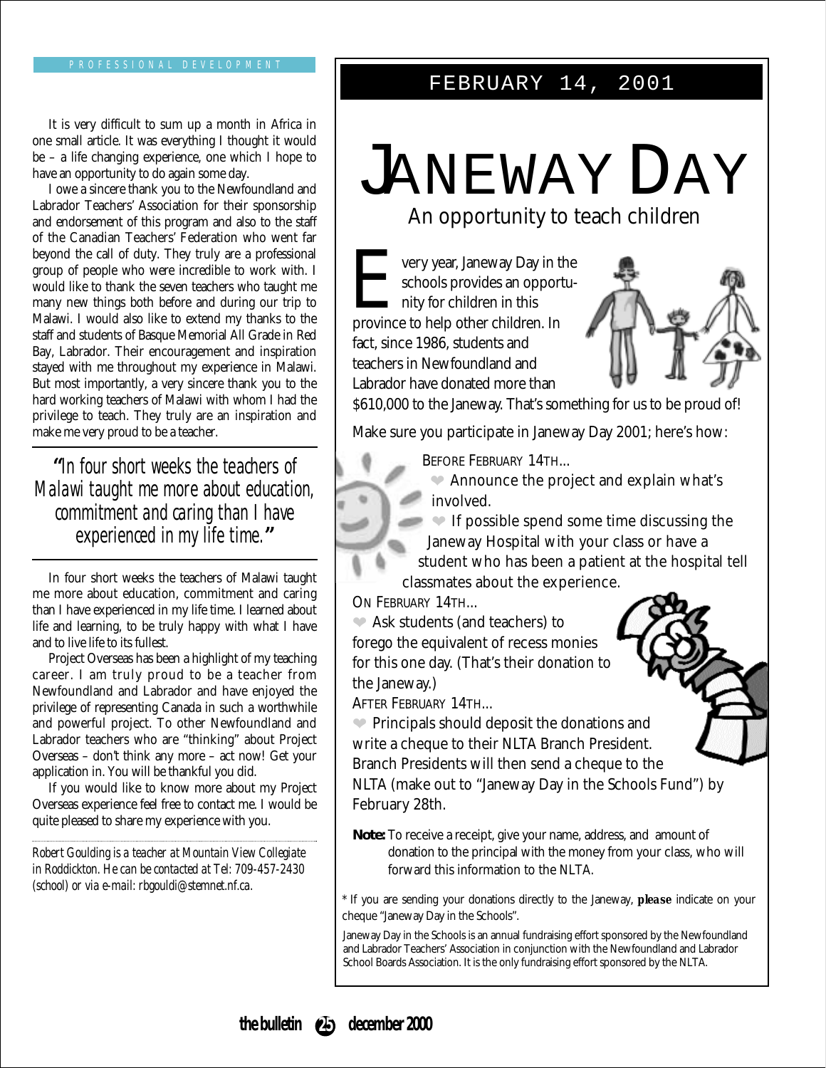It is very difficult to sum up a month in Africa in one small article. It was everything I thought it would be – a life changing experience, one which I hope to have an opportunity to do again some day.

I owe a sincere thank you to the Newfoundland and Labrador Teachers' Association for their sponsorship and endorsement of this program and also to the staff of the Canadian Teachers' Federation who went far beyond the call of duty. They truly are a professional group of people who were incredible to work with. I would like to thank the seven teachers who taught me many new things both before and during our trip to Malawi. I would also like to extend my thanks to the staff and students of Basque Memorial All Grade in Red Bay, Labrador. Their encouragement and inspiration stayed with me throughout my experience in Malawi. But most importantly, a very sincere thank you to the hard working teachers of Malawi with whom I had the privilege to teach. They truly are an inspiration and make me very proud to be a teacher.

> *"In four short weeks the teachers of Malawi taught me more about education, commitment and caring than I have experienced in my life time."*

In four short weeks the teachers of Malawi taught me more about education, commitment and caring than I have experienced in my life time. I learned about life and learning, to be truly happy with what I have and to live life to its fullest.

Project Overseas has been a highlight of my teaching career. I am truly proud to be a teacher from Newfoundland and Labrador and have enjoyed the privilege of representing Canada in such a worthwhile and powerful project. To other Newfoundland and Labrador teachers who are "thinking" about Project Overseas – don't think any more – act now! Get your application in. You will be thankful you did.

If you would like to know more about my Project Overseas experience feel free to contact me. I would be quite pleased to share my experience with you.

*Robert Goulding is a teacher at Mountain View Collegiate in Roddickton. He can be contacted at Tel: 709-457-2430 (school) or via e-mail: rbgouldi@stemnet.nf.ca.*

---

**FEBRUARY 14, 2001**

# JANEWAY DAY

## An opportunity to teach children

Every year, Janeway Day in the schools provides an opportunity for children in this province to help other children. In fact, since 1986, students and teachers in Newfoundland and Labrador have donated more than $610,000 to the Janeway. That's something for us to be proud of!

Make sure you participate in Janeway Day 2001; here's how:

BEFORE FEBRUARY 14TH...

- Announce the project and explain what's involved.
- If possible spend some time discussing the Janeway Hospital with your class or have a student who has been a patient at the hospital tell classmates about the experience.

ON FEBRUARY 14TH...

- Ask students (and teachers) to forego the equivalent of recess monies for this one day. (That's their donation to the Janeway.)

AFTER FEBRUARY 14TH...

- Principals should deposit the donations and write a cheque to their NLTA Branch President. Branch Presidents will then send a cheque to the NLTA (make out to "Janeway Day in the Schools Fund") by February 28th.

**Note:** To receive a receipt, give your name, address, and amount of donation to the principal with the money from your class, who will forward this information to the NLTA.

* If you are sending your donations directly to the Janeway, **please** indicate on your cheque "Janeway Day in the Schools".

Janeway Day in the Schools is an annual fundraising effort sponsored by the Newfoundland and Labrador Teachers' Association in conjunction with the Newfoundland and Labrador School Boards Association. It is the only fundraising effort sponsored by the NLTA.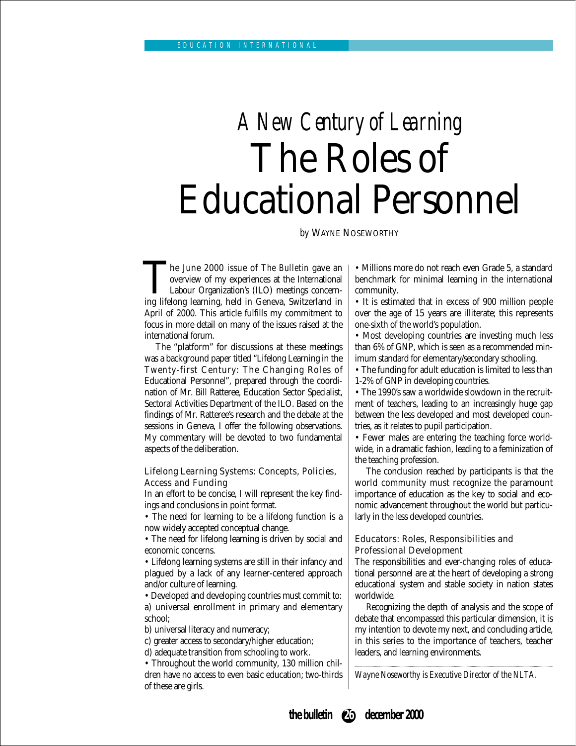# A New Century of Learning
# The Roles of Educational Personnel

by WAYNE NOSEWORTHY

The June 2000 issue of *The Bulletin* gave an overview of my experiences at the International Labour Organization's (ILO) meetings concerning lifelong learning, held in Geneva, Switzerland in April of 2000. This article fulfills my commitment to focus in more detail on many of the issues raised at the international forum.

The "platform" for discussions at these meetings was a background paper titled "Lifelong Learning in the Twenty-first Century: The Changing Roles of Educational Personnel", prepared through the coordination of Mr. Bill Ratteree, Education Sector Specialist, Sectoral Activities Department of the ILO. Based on the findings of Mr. Ratteree's research and the debate at the sessions in Geneva, I offer the following observations. My commentary will be devoted to two fundamental aspects of the deliberation.

## Lifelong Learning Systems: Concepts, Policies, Access and Funding

In an effort to be concise, I will represent the key findings and conclusions in point format.

- The need for learning to be a lifelong function is a now widely accepted conceptual change.
- The need for lifelong learning is driven by social and economic concerns.
- Lifelong learning systems are still in their infancy and plagued by a lack of any learner-centered approach and/or culture of learning.
- Developed and developing countries must commit to:
  a) universal enrollment in primary and elementary school;
  b) universal literacy and numeracy;
  c) greater access to secondary/higher education;
  d) adequate transition from schooling to work.
- Throughout the world community, 130 million children have no access to even basic education; two-thirds of these are girls.
- Millions more do not reach even Grade 5, a standard benchmark for minimal learning in the international community.
- It is estimated that in excess of 900 million people over the age of 15 years are illiterate; this represents one-sixth of the world's population.
- Most developing countries are investing much less than 6% of GNP, which is seen as a recommended minimum standard for elementary/secondary schooling.
- The funding for adult education is limited to less than 1-2% of GNP in developing countries.
- The 1990's saw a worldwide slowdown in the recruitment of teachers, leading to an increasingly huge gap between the less developed and most developed countries, as it relates to pupil participation.
- Fewer males are entering the teaching force worldwide, in a dramatic fashion, leading to a feminization of the teaching profession.

The conclusion reached by participants is that the world community must recognize the paramount importance of education as the key to social and economic advancement throughout the world but particularly in the less developed countries.

## Educators: Roles, Responsibilities and Professional Development

The responsibilities and ever-changing roles of educational personnel are at the heart of developing a strong educational system and stable society in nation states worldwide.

Recognizing the depth of analysis and the scope of debate that encompassed this particular dimension, it is my intention to devote my next, and concluding article, in this series to the importance of teachers, teacher leaders, and learning environments.

*Wayne Noseworthy is Executive Director of the NLTA.*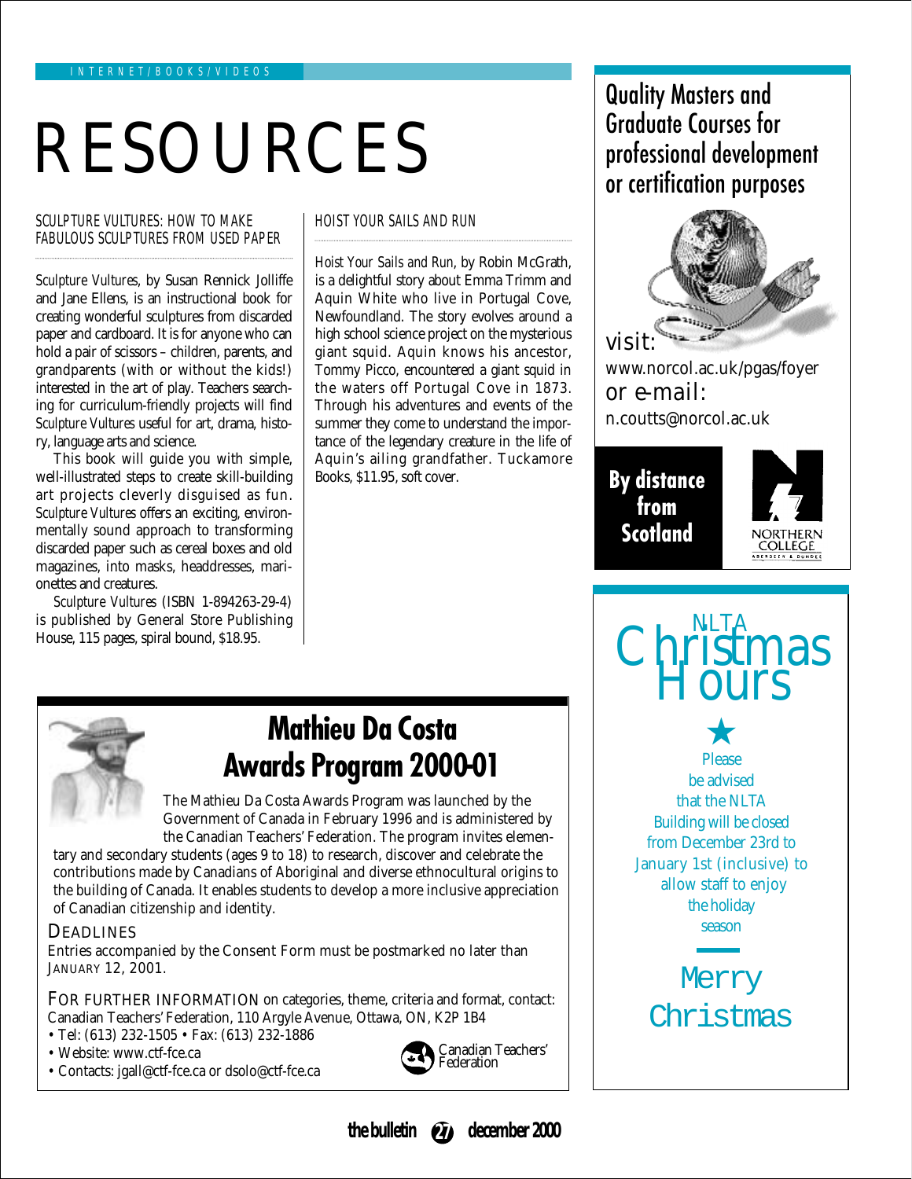INTERNET/BOOKS/VIDEOS

# RESOURCES

### SCULPTURE VULTURES: HOW TO MAKE FABULOUS SCULPTURES FROM USED PAPER

*Sculpture Vultures*, by Susan Rennick Jolliffe and Jane Ellens, is an instructional book for creating wonderful sculptures from discarded paper and cardboard. It is for anyone who can hold a pair of scissors – children, parents, and grandparents (with or without the kids!) interested in the art of play. Teachers searching for curriculum-friendly projects will find *Sculpture Vultures* useful for art, drama, history, language arts and science.

This book will guide you with simple, well-illustrated steps to create skill-building art projects cleverly disguised as fun. *Sculpture Vultures* offers an exciting, environmentally sound approach to transforming discarded paper such as cereal boxes and old magazines, into masks, headdresses, marionettes and creatures.

*Sculpture Vultures* (ISBN 1-894263-29-4) is published by General Store Publishing House, 115 pages, spiral bound, $18.95.

### HOIST YOUR SAILS AND RUN

*Hoist Your Sails and Run*, by Robin McGrath, is a delightful story about Emma Trimm and Aquin White who live in Portugal Cove, Newfoundland. The story evolves around a high school science project on the mysterious giant squid. Aquin knows his ancestor, Tommy Picco, encountered a giant squid in the waters off Portugal Cove in 1873. Through his adventures and events of the summer they come to understand the importance of the legendary creature in the life of Aquin's ailing grandfather. Tuckamore Books, $11.95, soft cover.

## Mathieu Da Costa Awards Program 2000-01

The Mathieu Da Costa Awards Program was launched by the Government of Canada in February 1996 and is administered by the Canadian Teachers' Federation. The program invites elementary and secondary students (ages 9 to 18) to research, discover and celebrate the contributions made by Canadians of Aboriginal and diverse ethnocultural origins to the building of Canada. It enables students to develop a more inclusive appreciation of Canadian citizenship and identity.

**DEADLINES**

Entries accompanied by the Consent Form must be postmarked no later than JANUARY 12, 2001.

FOR FURTHER INFORMATION on categories, theme, criteria and format, contact: Canadian Teachers' Federation, 110 Argyle Avenue, Ottawa, ON, K2P 1B4

- Tel: (613) 232-1505 • Fax: (613) 232-1886
- Website: www.ctf-fce.ca
- Contacts: jgall@ctf-fce.ca or dsolo@ctf-fce.ca

Canadian Teachers' Federation

---

Quality Masters and Graduate Courses for professional development or certification purposes

visit: www.norcol.ac.uk/pgas/foyer

or e-mail: n.coutts@norcol.ac.uk

**By distance from Scotland**

NORTHERN COLLEGE ABERDEEN & DUNDEE

---

## NLTA Christmas Hours

Please be advised that the NLTA Building will be closed from December 23rd to January 1st (inclusive) to allow staff to enjoy the holiday season

Merry Christmas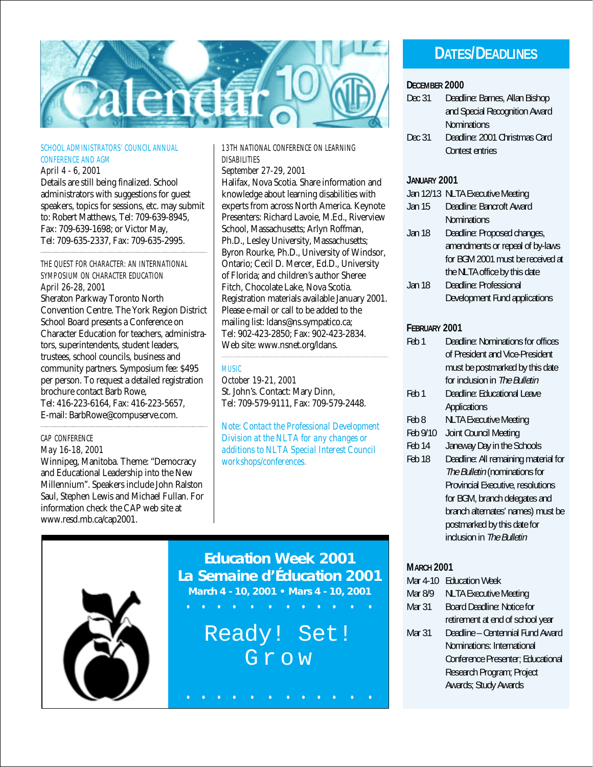# Calendar

### SCHOOL ADMINISTRATORS' COUNCIL ANNUAL CONFERENCE AND AGM

April 4 - 6, 2001
Details are still being finalized. School administrators with suggestions for guest speakers, topics for sessions, etc. may submit to: Robert Matthews, Tel: 709-639-8945, Fax: 709-639-1698; or Victor May, Tel: 709-635-2337, Fax: 709-635-2995.

### THE QUEST FOR CHARACTER: AN INTERNATIONAL SYMPOSIUM ON CHARACTER EDUCATION

April 26-28, 2001
Sheraton Parkway Toronto North Convention Centre. The York Region District School Board presents a Conference on Character Education for teachers, administrators, superintendents, student leaders, trustees, school councils, business and community partners. Symposium fee: $495 per person. To request a detailed registration brochure contact Barb Rowe, Tel: 416-223-6164, Fax: 416-223-5657, E-mail: BarbRowe@compuserve.com.

### CAP CONFERENCE

May 16-18, 2001
Winnipeg, Manitoba. Theme: "Democracy and Educational Leadership into the New Millennium". Speakers include John Ralston Saul, Stephen Lewis and Michael Fullan. For information check the CAP web site at www.resd.mb.ca/cap2001.

### 13TH NATIONAL CONFERENCE ON LEARNING DISABILITIES

September 27-29, 2001
Halifax, Nova Scotia. Share information and knowledge about learning disabilities with experts from across North America. Keynote Presenters: Richard Lavoie, M.Ed., Riverview School, Massachusetts; Arlyn Roffman, Ph.D., Lesley University, Massachusetts; Byron Rourke, Ph.D., University of Windsor, Ontario; Cecil D. Mercer, Ed.D., University of Florida; and children's author Sheree Fitch, Chocolate Lake, Nova Scotia. Registration materials available January 2001. Please e-mail or call to be added to the mailing list: ldans@ns.sympatico.ca; Tel: 902-423-2850; Fax: 902-423-2834. Web site: www.nsnet.org/ldans.

### MUSIC

October 19-21, 2001
St. John's. Contact: Mary Dinn, Tel: 709-579-9111, Fax: 709-579-2448.

*Note: Contact the Professional Development Division at the NLTA for any changes or additions to NLTA Special Interest Council workshops/conferences.*

## Education Week 2001
## La Semaine d'Éducation 2001

**March 4 - 10, 2001 • Mars 4 - 10, 2001**

Ready! Set! Grow

## DATES/DEADLINES

### DECEMBER 2000

| | |
|---|---|
| Dec 31 | Deadline: Barnes, Allan Bishop and Special Recognition Award Nominations |
| Dec 31 | Deadline: 2001 Christmas Card Contest entries |

### JANUARY 2001

| | |
|---|---|
| Jan 12/13 | NLTA Executive Meeting |
| Jan 15 | Deadline: Bancroft Award Nominations |
| Jan 18 | Deadline: Proposed changes, amendments or repeal of by-laws for BGM 2001 must be received at the NLTA office by this date |
| Jan 18 | Deadline: Professional Development Fund applications |

### FEBRUARY 2001

| | |
|---|---|
| Feb 1 | Deadline: Nominations for offices of President and Vice-President must be postmarked by this date for inclusion in *The Bulletin* |
| Feb 1 | Deadline: Educational Leave Applications |
| Feb 8 | NLTA Executive Meeting |
| Feb 9/10 | Joint Council Meeting |
| Feb 14 | Janeway Day in the Schools |
| Feb 18 | Deadline: All remaining material for *The Bulletin* (nominations for Provincial Executive, resolutions for BGM, branch delegates and branch alternates' names) must be postmarked by this date for inclusion in *The Bulletin* |

### MARCH 2001

| | |
|---|---|
| Mar 4-10 | Education Week |
| Mar 8/9 | NLTA Executive Meeting |
| Mar 31 | Board Deadline: Notice for retirement at end of school year |
| Mar 31 | Deadline – Centennial Fund Award Nominations: International Conference Presenter; Educational Research Program; Project Awards; Study Awards |